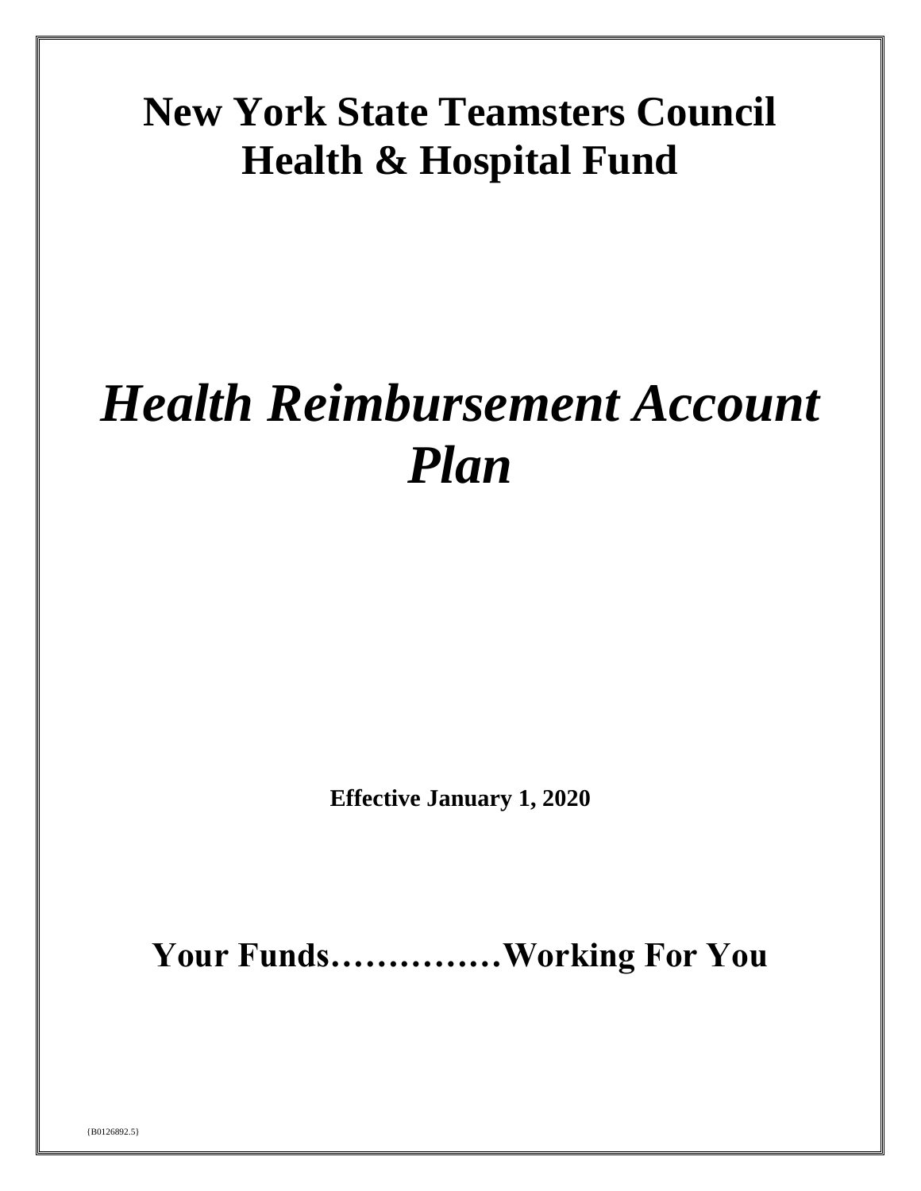# New York State Teamsters Council Health & Hospital Fund

# *Health Reimbursement Account Plan*

**Effective January 1, 2020**

## Your Funds……………Working For You

{B0126892.5}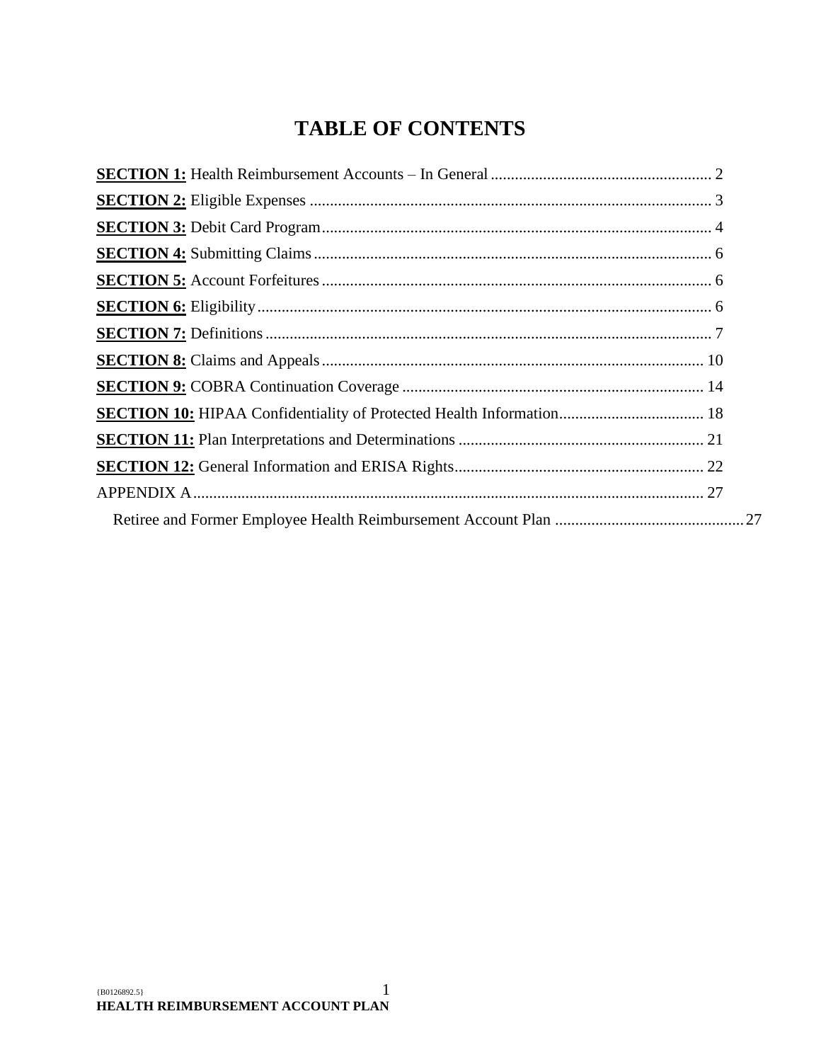# TABLE OF CONTENTS

**SECTION 1:** Health Reimbursement Accounts – In General ....................................................... 2

**SECTION 2:** Eligible Expenses ................................................................................................... 3

**SECTION 3:** Debit Card Program................................................................................................ 4

**SECTION 4:** Submitting Claims................................................................................................... 6

**SECTION 5:** Account Forfeitures................................................................................................ 6

**SECTION 6:** Eligibility................................................................................................................ 6

**SECTION 7:** Definitions.............................................................................................................. 7

**SECTION 8:** Claims and Appeals.............................................................................................. 10

**SECTION 9:** COBRA Continuation Coverage .......................................................................... 14

**SECTION 10:** HIPAA Confidentiality of Protected Health Information.................................... 18

**SECTION 11:** Plan Interpretations and Determinations ............................................................ 21

**SECTION 12:** General Information and ERISA Rights............................................................. 22

APPENDIX A.............................................................................................................................. 27

Retiree and Former Employee Health Reimbursement Account Plan .............................................. 27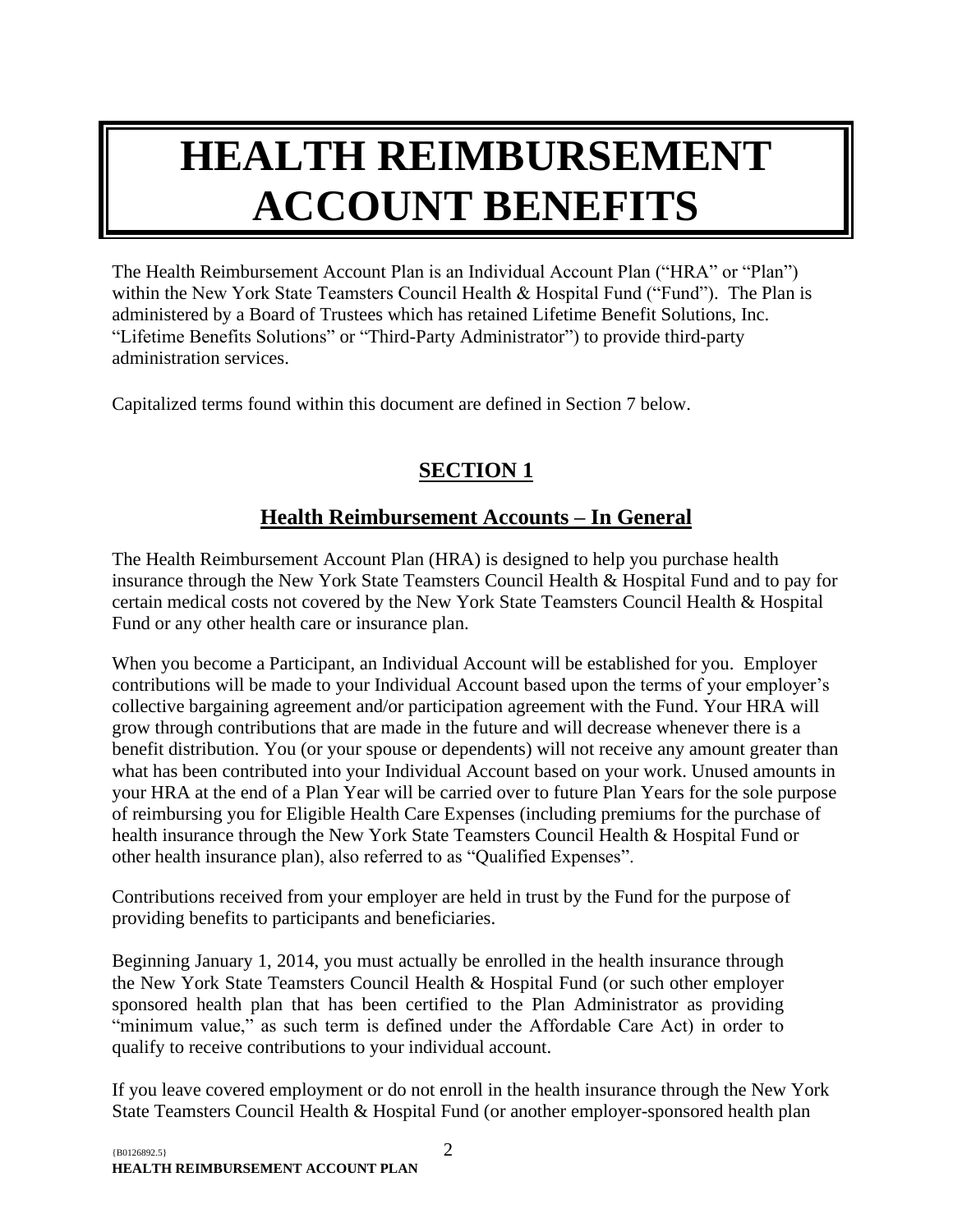# HEALTH REIMBURSEMENT ACCOUNT BENEFITS

The Health Reimbursement Account Plan is an Individual Account Plan ("HRA" or "Plan") within the New York State Teamsters Council Health & Hospital Fund ("Fund"). The Plan is administered by a Board of Trustees which has retained Lifetime Benefit Solutions, Inc. "Lifetime Benefits Solutions" or "Third-Party Administrator") to provide third-party administration services.

Capitalized terms found within this document are defined in Section 7 below.

## SECTION 1

### Health Reimbursement Accounts – In General

The Health Reimbursement Account Plan (HRA) is designed to help you purchase health insurance through the New York State Teamsters Council Health & Hospital Fund and to pay for certain medical costs not covered by the New York State Teamsters Council Health & Hospital Fund or any other health care or insurance plan.

When you become a Participant, an Individual Account will be established for you. Employer contributions will be made to your Individual Account based upon the terms of your employer's collective bargaining agreement and/or participation agreement with the Fund. Your HRA will grow through contributions that are made in the future and will decrease whenever there is a benefit distribution. You (or your spouse or dependents) will not receive any amount greater than what has been contributed into your Individual Account based on your work. Unused amounts in your HRA at the end of a Plan Year will be carried over to future Plan Years for the sole purpose of reimbursing you for Eligible Health Care Expenses (including premiums for the purchase of health insurance through the New York State Teamsters Council Health & Hospital Fund or other health insurance plan), also referred to as "Qualified Expenses".

Contributions received from your employer are held in trust by the Fund for the purpose of providing benefits to participants and beneficiaries.

Beginning January 1, 2014, you must actually be enrolled in the health insurance through the New York State Teamsters Council Health & Hospital Fund (or such other employer sponsored health plan that has been certified to the Plan Administrator as providing "minimum value," as such term is defined under the Affordable Care Act) in order to qualify to receive contributions to your individual account.

If you leave covered employment or do not enroll in the health insurance through the New York State Teamsters Council Health & Hospital Fund (or another employer-sponsored health plan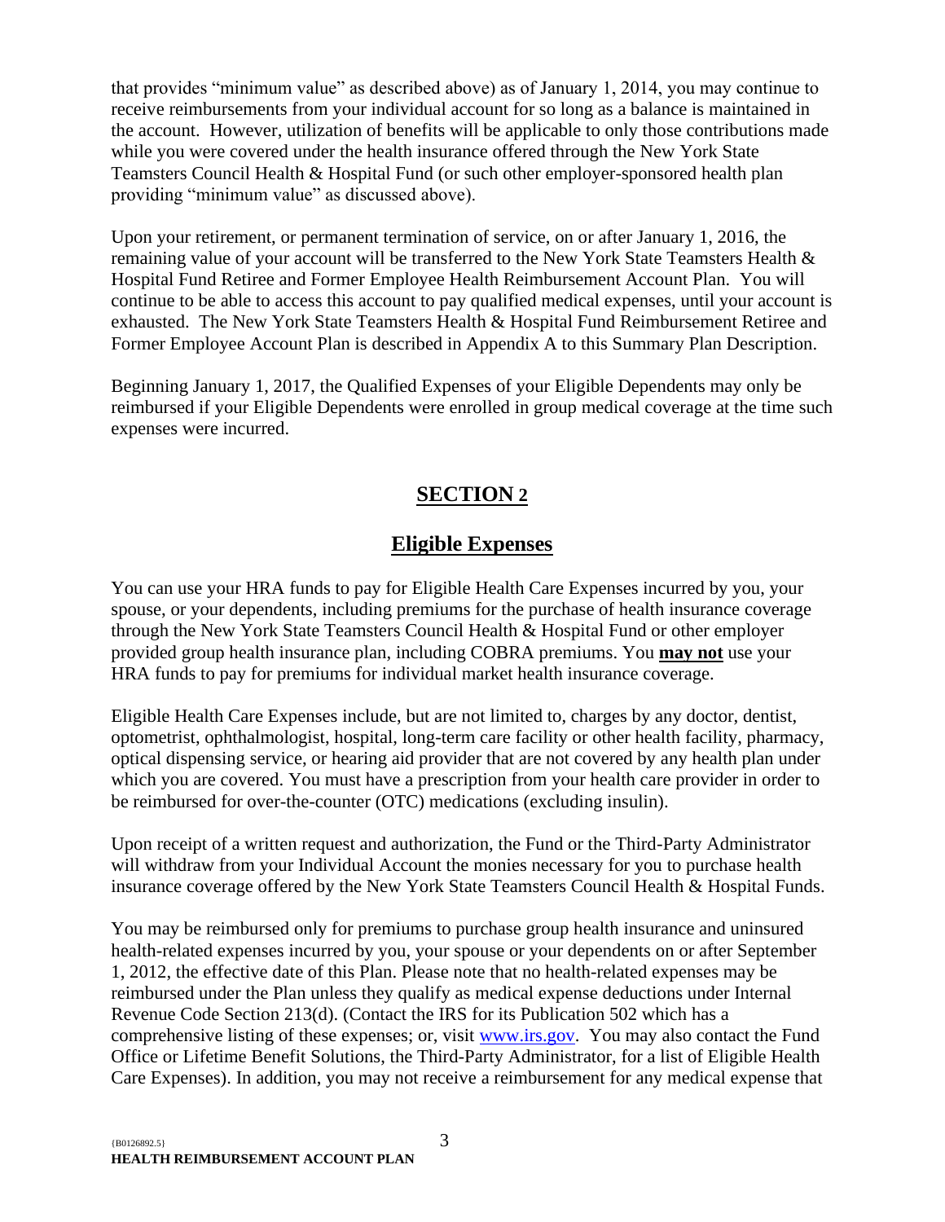that provides "minimum value" as described above) as of January 1, 2014, you may continue to receive reimbursements from your individual account for so long as a balance is maintained in the account. However, utilization of benefits will be applicable to only those contributions made while you were covered under the health insurance offered through the New York State Teamsters Council Health & Hospital Fund (or such other employer-sponsored health plan providing "minimum value" as discussed above).

Upon your retirement, or permanent termination of service, on or after January 1, 2016, the remaining value of your account will be transferred to the New York State Teamsters Health & Hospital Fund Retiree and Former Employee Health Reimbursement Account Plan. You will continue to be able to access this account to pay qualified medical expenses, until your account is exhausted. The New York State Teamsters Health & Hospital Fund Reimbursement Retiree and Former Employee Account Plan is described in Appendix A to this Summary Plan Description.

Beginning January 1, 2017, the Qualified Expenses of your Eligible Dependents may only be reimbursed if your Eligible Dependents were enrolled in group medical coverage at the time such expenses were incurred.

## SECTION 2

## Eligible Expenses

You can use your HRA funds to pay for Eligible Health Care Expenses incurred by you, your spouse, or your dependents, including premiums for the purchase of health insurance coverage through the New York State Teamsters Council Health & Hospital Fund or other employer provided group health insurance plan, including COBRA premiums. You **may not** use your HRA funds to pay for premiums for individual market health insurance coverage.

Eligible Health Care Expenses include, but are not limited to, charges by any doctor, dentist, optometrist, ophthalmologist, hospital, long-term care facility or other health facility, pharmacy, optical dispensing service, or hearing aid provider that are not covered by any health plan under which you are covered. You must have a prescription from your health care provider in order to be reimbursed for over-the-counter (OTC) medications (excluding insulin).

Upon receipt of a written request and authorization, the Fund or the Third-Party Administrator will withdraw from your Individual Account the monies necessary for you to purchase health insurance coverage offered by the New York State Teamsters Council Health & Hospital Funds.

You may be reimbursed only for premiums to purchase group health insurance and uninsured health-related expenses incurred by you, your spouse or your dependents on or after September 1, 2012, the effective date of this Plan. Please note that no health-related expenses may be reimbursed under the Plan unless they qualify as medical expense deductions under Internal Revenue Code Section 213(d). (Contact the IRS for its Publication 502 which has a comprehensive listing of these expenses; or, visit www.irs.gov. You may also contact the Fund Office or Lifetime Benefit Solutions, the Third-Party Administrator, for a list of Eligible Health Care Expenses). In addition, you may not receive a reimbursement for any medical expense that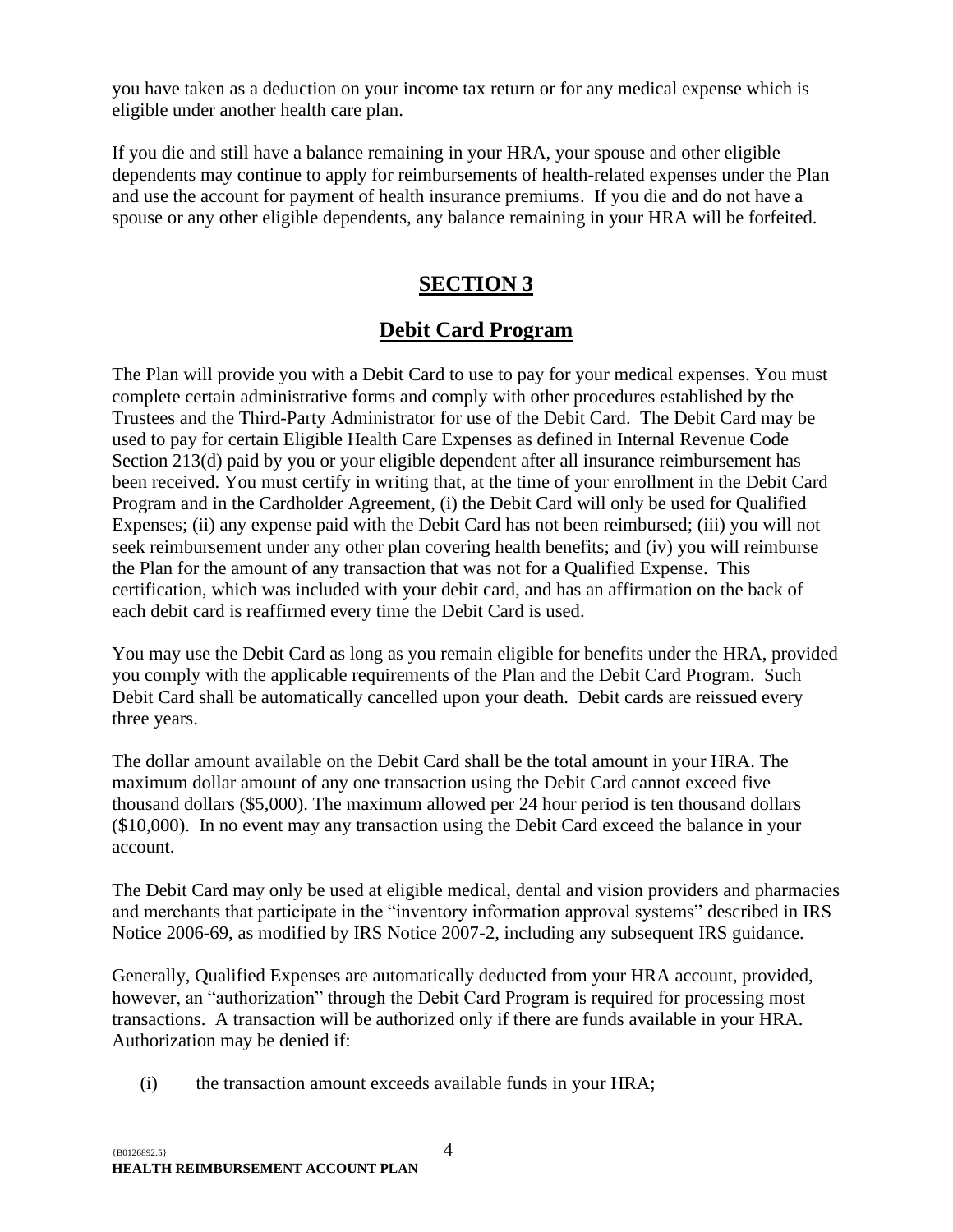you have taken as a deduction on your income tax return or for any medical expense which is eligible under another health care plan.

If you die and still have a balance remaining in your HRA, your spouse and other eligible dependents may continue to apply for reimbursements of health-related expenses under the Plan and use the account for payment of health insurance premiums. If you die and do not have a spouse or any other eligible dependents, any balance remaining in your HRA will be forfeited.

# SECTION 3

## Debit Card Program

The Plan will provide you with a Debit Card to use to pay for your medical expenses. You must complete certain administrative forms and comply with other procedures established by the Trustees and the Third-Party Administrator for use of the Debit Card. The Debit Card may be used to pay for certain Eligible Health Care Expenses as defined in Internal Revenue Code Section 213(d) paid by you or your eligible dependent after all insurance reimbursement has been received. You must certify in writing that, at the time of your enrollment in the Debit Card Program and in the Cardholder Agreement, (i) the Debit Card will only be used for Qualified Expenses; (ii) any expense paid with the Debit Card has not been reimbursed; (iii) you will not seek reimbursement under any other plan covering health benefits; and (iv) you will reimburse the Plan for the amount of any transaction that was not for a Qualified Expense. This certification, which was included with your debit card, and has an affirmation on the back of each debit card is reaffirmed every time the Debit Card is used.

You may use the Debit Card as long as you remain eligible for benefits under the HRA, provided you comply with the applicable requirements of the Plan and the Debit Card Program. Such Debit Card shall be automatically cancelled upon your death. Debit cards are reissued every three years.

The dollar amount available on the Debit Card shall be the total amount in your HRA. The maximum dollar amount of any one transaction using the Debit Card cannot exceed five thousand dollars ($5,000). The maximum allowed per 24 hour period is ten thousand dollars ($10,000). In no event may any transaction using the Debit Card exceed the balance in your account.

The Debit Card may only be used at eligible medical, dental and vision providers and pharmacies and merchants that participate in the "inventory information approval systems" described in IRS Notice 2006-69, as modified by IRS Notice 2007-2, including any subsequent IRS guidance.

Generally, Qualified Expenses are automatically deducted from your HRA account, provided, however, an "authorization" through the Debit Card Program is required for processing most transactions. A transaction will be authorized only if there are funds available in your HRA. Authorization may be denied if:

(i) the transaction amount exceeds available funds in your HRA;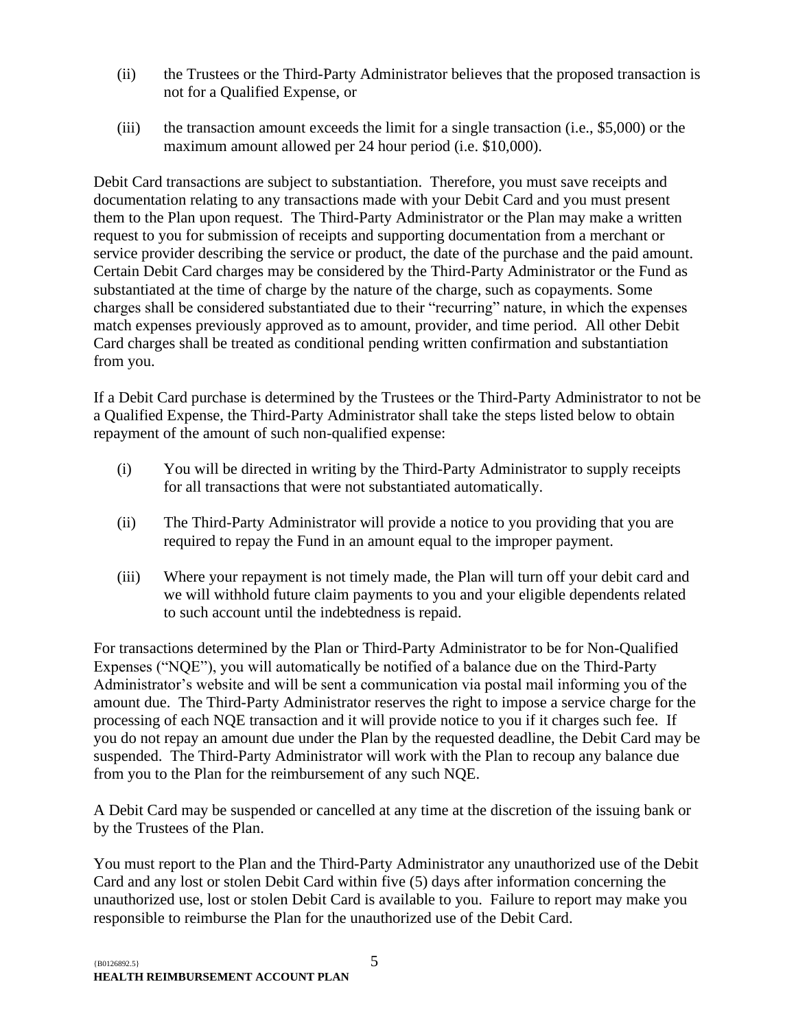(ii) the Trustees or the Third-Party Administrator believes that the proposed transaction is not for a Qualified Expense, or

(iii) the transaction amount exceeds the limit for a single transaction (i.e., $5,000) or the maximum amount allowed per 24 hour period (i.e. $10,000).

Debit Card transactions are subject to substantiation. Therefore, you must save receipts and documentation relating to any transactions made with your Debit Card and you must present them to the Plan upon request. The Third-Party Administrator or the Plan may make a written request to you for submission of receipts and supporting documentation from a merchant or service provider describing the service or product, the date of the purchase and the paid amount. Certain Debit Card charges may be considered by the Third-Party Administrator or the Fund as substantiated at the time of charge by the nature of the charge, such as copayments. Some charges shall be considered substantiated due to their "recurring" nature, in which the expenses match expenses previously approved as to amount, provider, and time period. All other Debit Card charges shall be treated as conditional pending written confirmation and substantiation from you.

If a Debit Card purchase is determined by the Trustees or the Third-Party Administrator to not be a Qualified Expense, the Third-Party Administrator shall take the steps listed below to obtain repayment of the amount of such non-qualified expense:

(i) You will be directed in writing by the Third-Party Administrator to supply receipts for all transactions that were not substantiated automatically.

(ii) The Third-Party Administrator will provide a notice to you providing that you are required to repay the Fund in an amount equal to the improper payment.

(iii) Where your repayment is not timely made, the Plan will turn off your debit card and we will withhold future claim payments to you and your eligible dependents related to such account until the indebtedness is repaid.

For transactions determined by the Plan or Third-Party Administrator to be for Non-Qualified Expenses ("NQE"), you will automatically be notified of a balance due on the Third-Party Administrator's website and will be sent a communication via postal mail informing you of the amount due. The Third-Party Administrator reserves the right to impose a service charge for the processing of each NQE transaction and it will provide notice to you if it charges such fee. If you do not repay an amount due under the Plan by the requested deadline, the Debit Card may be suspended. The Third-Party Administrator will work with the Plan to recoup any balance due from you to the Plan for the reimbursement of any such NQE.

A Debit Card may be suspended or cancelled at any time at the discretion of the issuing bank or by the Trustees of the Plan.

You must report to the Plan and the Third-Party Administrator any unauthorized use of the Debit Card and any lost or stolen Debit Card within five (5) days after information concerning the unauthorized use, lost or stolen Debit Card is available to you. Failure to report may make you responsible to reimburse the Plan for the unauthorized use of the Debit Card.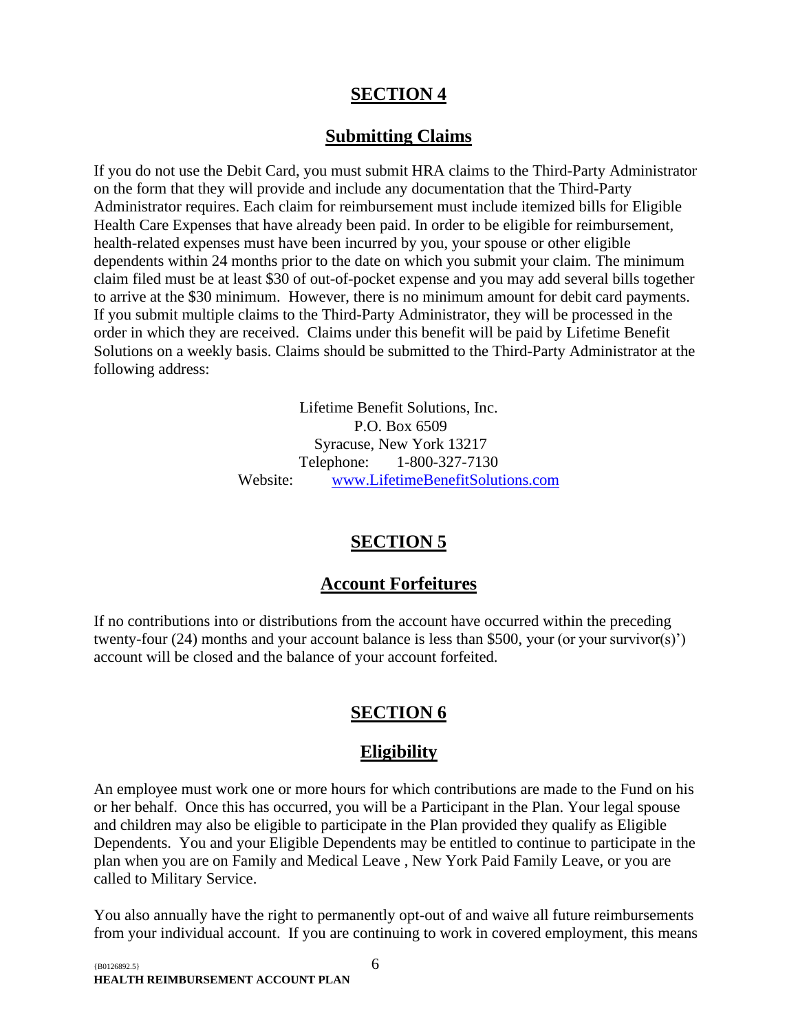## SECTION 4

## Submitting Claims

If you do not use the Debit Card, you must submit HRA claims to the Third-Party Administrator on the form that they will provide and include any documentation that the Third-Party Administrator requires. Each claim for reimbursement must include itemized bills for Eligible Health Care Expenses that have already been paid. In order to be eligible for reimbursement, health-related expenses must have been incurred by you, your spouse or other eligible dependents within 24 months prior to the date on which you submit your claim. The minimum claim filed must be at least $30 of out-of-pocket expense and you may add several bills together to arrive at the $30 minimum. However, there is no minimum amount for debit card payments. If you submit multiple claims to the Third-Party Administrator, they will be processed in the order in which they are received. Claims under this benefit will be paid by Lifetime Benefit Solutions on a weekly basis. Claims should be submitted to the Third-Party Administrator at the following address:

Lifetime Benefit Solutions, Inc.
P.O. Box 6509
Syracuse, New York 13217
Telephone: 1-800-327-7130
Website: www.LifetimeBenefitSolutions.com

## SECTION 5

## Account Forfeitures

If no contributions into or distributions from the account have occurred within the preceding twenty-four (24) months and your account balance is less than $500, your (or your survivor(s)') account will be closed and the balance of your account forfeited.

## SECTION 6

## Eligibility

An employee must work one or more hours for which contributions are made to the Fund on his or her behalf. Once this has occurred, you will be a Participant in the Plan. Your legal spouse and children may also be eligible to participate in the Plan provided they qualify as Eligible Dependents. You and your Eligible Dependents may be entitled to continue to participate in the plan when you are on Family and Medical Leave , New York Paid Family Leave, or you are called to Military Service.

You also annually have the right to permanently opt-out of and waive all future reimbursements from your individual account. If you are continuing to work in covered employment, this means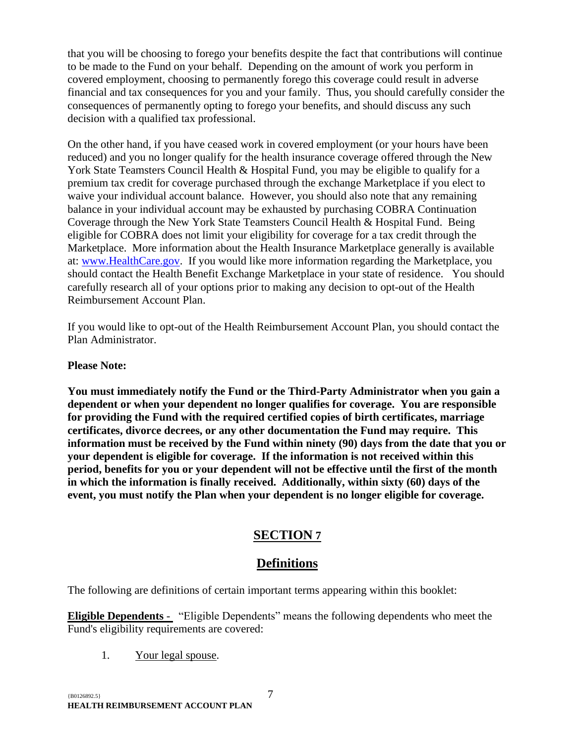that you will be choosing to forego your benefits despite the fact that contributions will continue to be made to the Fund on your behalf. Depending on the amount of work you perform in covered employment, choosing to permanently forego this coverage could result in adverse financial and tax consequences for you and your family. Thus, you should carefully consider the consequences of permanently opting to forego your benefits, and should discuss any such decision with a qualified tax professional.

On the other hand, if you have ceased work in covered employment (or your hours have been reduced) and you no longer qualify for the health insurance coverage offered through the New York State Teamsters Council Health & Hospital Fund, you may be eligible to qualify for a premium tax credit for coverage purchased through the exchange Marketplace if you elect to waive your individual account balance. However, you should also note that any remaining balance in your individual account may be exhausted by purchasing COBRA Continuation Coverage through the New York State Teamsters Council Health & Hospital Fund. Being eligible for COBRA does not limit your eligibility for coverage for a tax credit through the Marketplace. More information about the Health Insurance Marketplace generally is available at: [www.HealthCare.gov](http://www.HealthCare.gov). If you would like more information regarding the Marketplace, you should contact the Health Benefit Exchange Marketplace in your state of residence. You should carefully research all of your options prior to making any decision to opt-out of the Health Reimbursement Account Plan.

If you would like to opt-out of the Health Reimbursement Account Plan, you should contact the Plan Administrator.

**Please Note:**

**You must immediately notify the Fund or the Third-Party Administrator when you gain a dependent or when your dependent no longer qualifies for coverage. You are responsible for providing the Fund with the required certified copies of birth certificates, marriage certificates, divorce decrees, or any other documentation the Fund may require. This information must be received by the Fund within ninety (90) days from the date that you or your dependent is eligible for coverage. If the information is not received within this period, benefits for you or your dependent will not be effective until the first of the month in which the information is finally received. Additionally, within sixty (60) days of the event, you must notify the Plan when your dependent is no longer eligible for coverage.**

# SECTION 7

## Definitions

The following are definitions of certain important terms appearing within this booklet:

**Eligible Dependents** - "Eligible Dependents" means the following dependents who meet the Fund's eligibility requirements are covered:

1. Your legal spouse.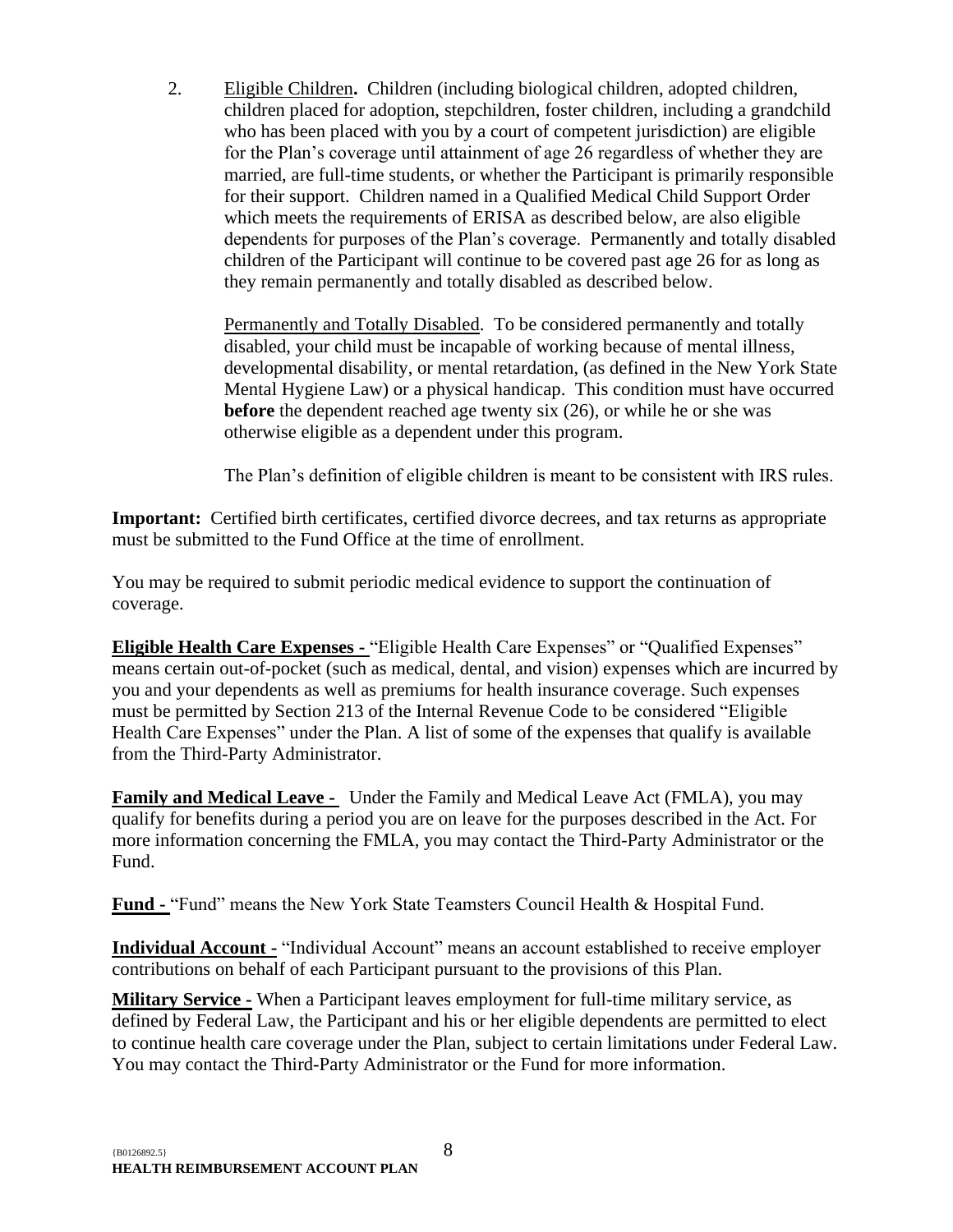2. Eligible Children**.** Children (including biological children, adopted children, children placed for adoption, stepchildren, foster children, including a grandchild who has been placed with you by a court of competent jurisdiction) are eligible for the Plan's coverage until attainment of age 26 regardless of whether they are married, are full-time students, or whether the Participant is primarily responsible for their support. Children named in a Qualified Medical Child Support Order which meets the requirements of ERISA as described below, are also eligible dependents for purposes of the Plan's coverage. Permanently and totally disabled children of the Participant will continue to be covered past age 26 for as long as they remain permanently and totally disabled as described below.

   Permanently and Totally Disabled. To be considered permanently and totally disabled, your child must be incapable of working because of mental illness, developmental disability, or mental retardation, (as defined in the New York State Mental Hygiene Law) or a physical handicap. This condition must have occurred **before** the dependent reached age twenty six (26), or while he or she was otherwise eligible as a dependent under this program.

   The Plan's definition of eligible children is meant to be consistent with IRS rules.

**Important:** Certified birth certificates, certified divorce decrees, and tax returns as appropriate must be submitted to the Fund Office at the time of enrollment.

You may be required to submit periodic medical evidence to support the continuation of coverage.

**Eligible Health Care Expenses -** "Eligible Health Care Expenses" or "Qualified Expenses" means certain out-of-pocket (such as medical, dental, and vision) expenses which are incurred by you and your dependents as well as premiums for health insurance coverage. Such expenses must be permitted by Section 213 of the Internal Revenue Code to be considered "Eligible Health Care Expenses" under the Plan. A list of some of the expenses that qualify is available from the Third-Party Administrator.

**Family and Medical Leave -** Under the Family and Medical Leave Act (FMLA), you may qualify for benefits during a period you are on leave for the purposes described in the Act. For more information concerning the FMLA, you may contact the Third-Party Administrator or the Fund.

**Fund -** "Fund" means the New York State Teamsters Council Health & Hospital Fund.

**Individual Account -** "Individual Account" means an account established to receive employer contributions on behalf of each Participant pursuant to the provisions of this Plan.

**Military Service -** When a Participant leaves employment for full-time military service, as defined by Federal Law, the Participant and his or her eligible dependents are permitted to elect to continue health care coverage under the Plan, subject to certain limitations under Federal Law. You may contact the Third-Party Administrator or the Fund for more information.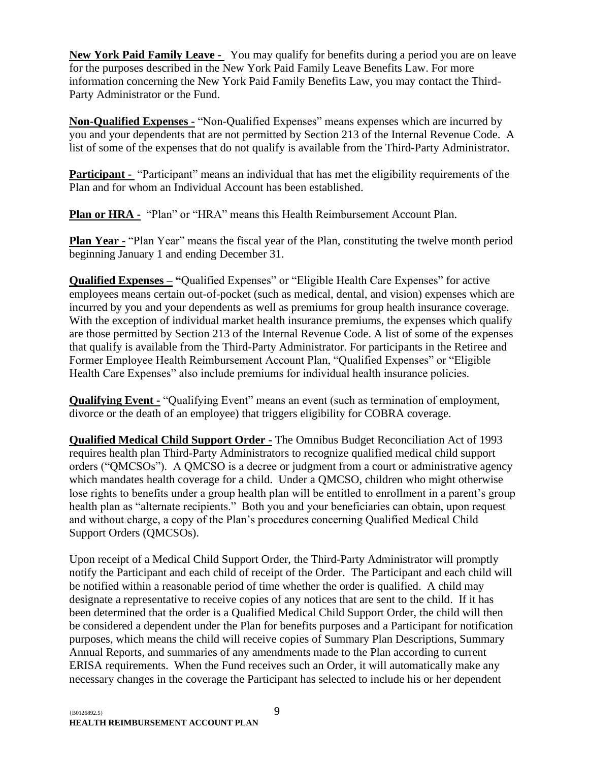**New York Paid Family Leave -** You may qualify for benefits during a period you are on leave for the purposes described in the New York Paid Family Leave Benefits Law. For more information concerning the New York Paid Family Benefits Law, you may contact the Third-Party Administrator or the Fund.

**Non-Qualified Expenses -** "Non-Qualified Expenses" means expenses which are incurred by you and your dependents that are not permitted by Section 213 of the Internal Revenue Code. A list of some of the expenses that do not qualify is available from the Third-Party Administrator.

**Participant -** "Participant" means an individual that has met the eligibility requirements of the Plan and for whom an Individual Account has been established.

**Plan or HRA -** "Plan" or "HRA" means this Health Reimbursement Account Plan.

**Plan Year -** "Plan Year" means the fiscal year of the Plan, constituting the twelve month period beginning January 1 and ending December 31.

**Qualified Expenses – "**Qualified Expenses" or "Eligible Health Care Expenses" for active employees means certain out-of-pocket (such as medical, dental, and vision) expenses which are incurred by you and your dependents as well as premiums for group health insurance coverage. With the exception of individual market health insurance premiums, the expenses which qualify are those permitted by Section 213 of the Internal Revenue Code. A list of some of the expenses that qualify is available from the Third-Party Administrator. For participants in the Retiree and Former Employee Health Reimbursement Account Plan, "Qualified Expenses" or "Eligible Health Care Expenses" also include premiums for individual health insurance policies.

**Qualifying Event -** "Qualifying Event" means an event (such as termination of employment, divorce or the death of an employee) that triggers eligibility for COBRA coverage.

**Qualified Medical Child Support Order -** The Omnibus Budget Reconciliation Act of 1993 requires health plan Third-Party Administrators to recognize qualified medical child support orders ("QMCSOs"). A QMCSO is a decree or judgment from a court or administrative agency which mandates health coverage for a child. Under a QMCSO, children who might otherwise lose rights to benefits under a group health plan will be entitled to enrollment in a parent's group health plan as "alternate recipients." Both you and your beneficiaries can obtain, upon request and without charge, a copy of the Plan's procedures concerning Qualified Medical Child Support Orders (QMCSOs).

Upon receipt of a Medical Child Support Order, the Third-Party Administrator will promptly notify the Participant and each child of receipt of the Order. The Participant and each child will be notified within a reasonable period of time whether the order is qualified. A child may designate a representative to receive copies of any notices that are sent to the child. If it has been determined that the order is a Qualified Medical Child Support Order, the child will then be considered a dependent under the Plan for benefits purposes and a Participant for notification purposes, which means the child will receive copies of Summary Plan Descriptions, Summary Annual Reports, and summaries of any amendments made to the Plan according to current ERISA requirements. When the Fund receives such an Order, it will automatically make any necessary changes in the coverage the Participant has selected to include his or her dependent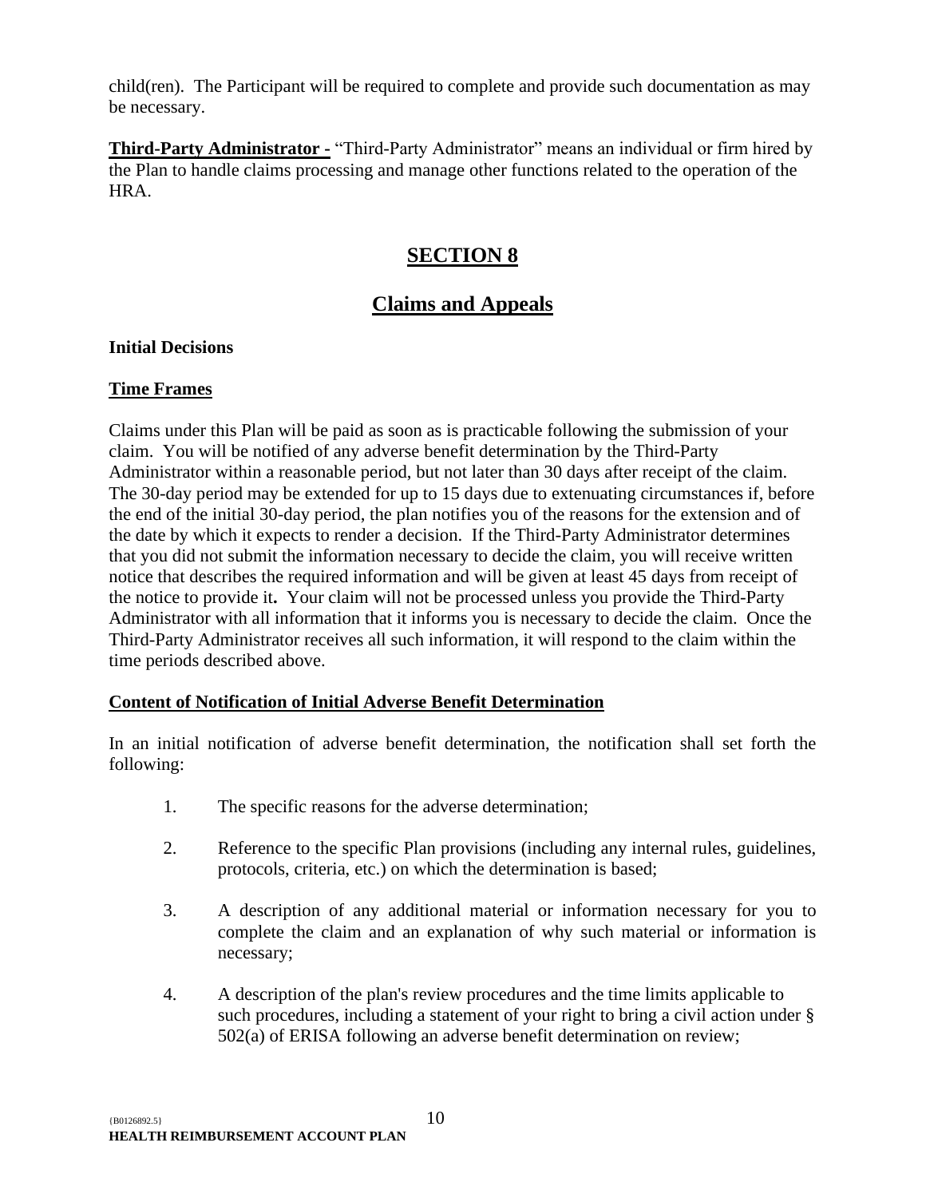child(ren). The Participant will be required to complete and provide such documentation as may be necessary.

**Third-Party Administrator -** "Third-Party Administrator" means an individual or firm hired by the Plan to handle claims processing and manage other functions related to the operation of the HRA.

# SECTION 8

# Claims and Appeals

**Initial Decisions**

**Time Frames**

Claims under this Plan will be paid as soon as is practicable following the submission of your claim. You will be notified of any adverse benefit determination by the Third-Party Administrator within a reasonable period, but not later than 30 days after receipt of the claim. The 30-day period may be extended for up to 15 days due to extenuating circumstances if, before the end of the initial 30-day period, the plan notifies you of the reasons for the extension and of the date by which it expects to render a decision. If the Third-Party Administrator determines that you did not submit the information necessary to decide the claim, you will receive written notice that describes the required information and will be given at least 45 days from receipt of the notice to provide it**.** Your claim will not be processed unless you provide the Third-Party Administrator with all information that it informs you is necessary to decide the claim. Once the Third-Party Administrator receives all such information, it will respond to the claim within the time periods described above.

**Content of Notification of Initial Adverse Benefit Determination**

In an initial notification of adverse benefit determination, the notification shall set forth the following:

1. The specific reasons for the adverse determination;

2. Reference to the specific Plan provisions (including any internal rules, guidelines, protocols, criteria, etc.) on which the determination is based;

3. A description of any additional material or information necessary for you to complete the claim and an explanation of why such material or information is necessary;

4. A description of the plan's review procedures and the time limits applicable to such procedures, including a statement of your right to bring a civil action under § 502(a) of ERISA following an adverse benefit determination on review;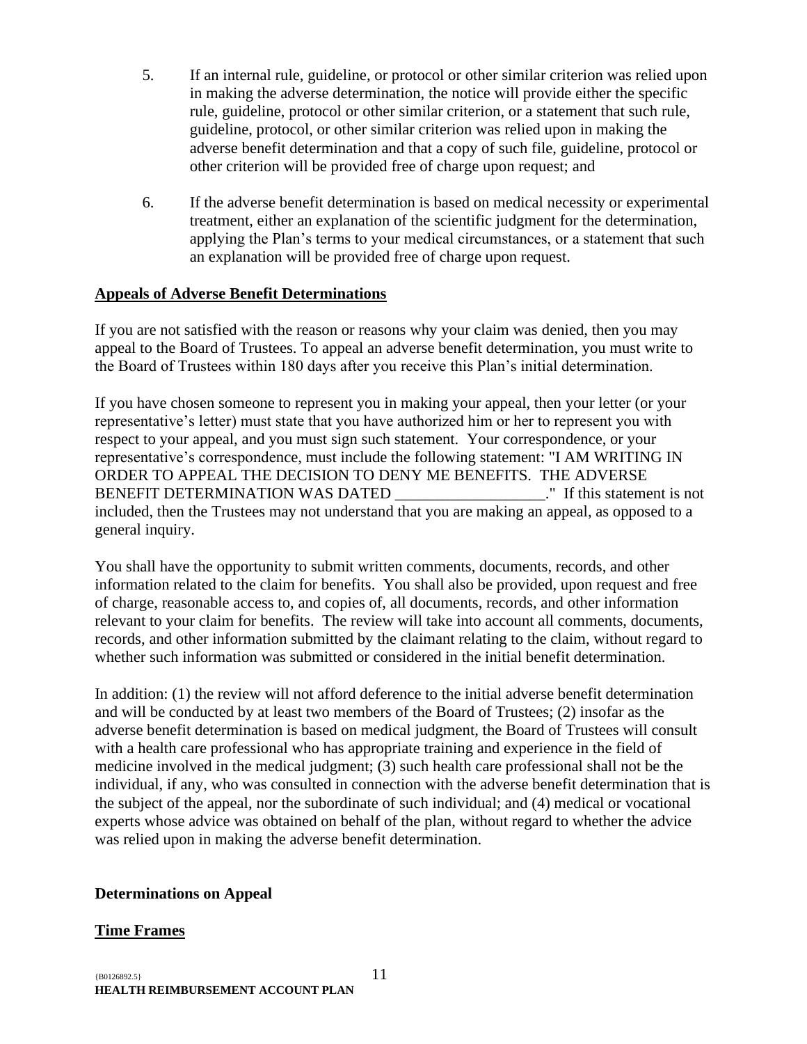5. If an internal rule, guideline, or protocol or other similar criterion was relied upon in making the adverse determination, the notice will provide either the specific rule, guideline, protocol or other similar criterion, or a statement that such rule, guideline, protocol, or other similar criterion was relied upon in making the adverse benefit determination and that a copy of such file, guideline, protocol or other criterion will be provided free of charge upon request; and

6. If the adverse benefit determination is based on medical necessity or experimental treatment, either an explanation of the scientific judgment for the determination, applying the Plan's terms to your medical circumstances, or a statement that such an explanation will be provided free of charge upon request.

**Appeals of Adverse Benefit Determinations**

If you are not satisfied with the reason or reasons why your claim was denied, then you may appeal to the Board of Trustees. To appeal an adverse benefit determination, you must write to the Board of Trustees within 180 days after you receive this Plan's initial determination.

If you have chosen someone to represent you in making your appeal, then your letter (or your representative's letter) must state that you have authorized him or her to represent you with respect to your appeal, and you must sign such statement. Your correspondence, or your representative's correspondence, must include the following statement: "I AM WRITING IN ORDER TO APPEAL THE DECISION TO DENY ME BENEFITS. THE ADVERSE BENEFIT DETERMINATION WAS DATED ___________________." If this statement is not included, then the Trustees may not understand that you are making an appeal, as opposed to a general inquiry.

You shall have the opportunity to submit written comments, documents, records, and other information related to the claim for benefits. You shall also be provided, upon request and free of charge, reasonable access to, and copies of, all documents, records, and other information relevant to your claim for benefits. The review will take into account all comments, documents, records, and other information submitted by the claimant relating to the claim, without regard to whether such information was submitted or considered in the initial benefit determination.

In addition: (1) the review will not afford deference to the initial adverse benefit determination and will be conducted by at least two members of the Board of Trustees; (2) insofar as the adverse benefit determination is based on medical judgment, the Board of Trustees will consult with a health care professional who has appropriate training and experience in the field of medicine involved in the medical judgment; (3) such health care professional shall not be the individual, if any, who was consulted in connection with the adverse benefit determination that is the subject of the appeal, nor the subordinate of such individual; and (4) medical or vocational experts whose advice was obtained on behalf of the plan, without regard to whether the advice was relied upon in making the adverse benefit determination.

**Determinations on Appeal**

**Time Frames**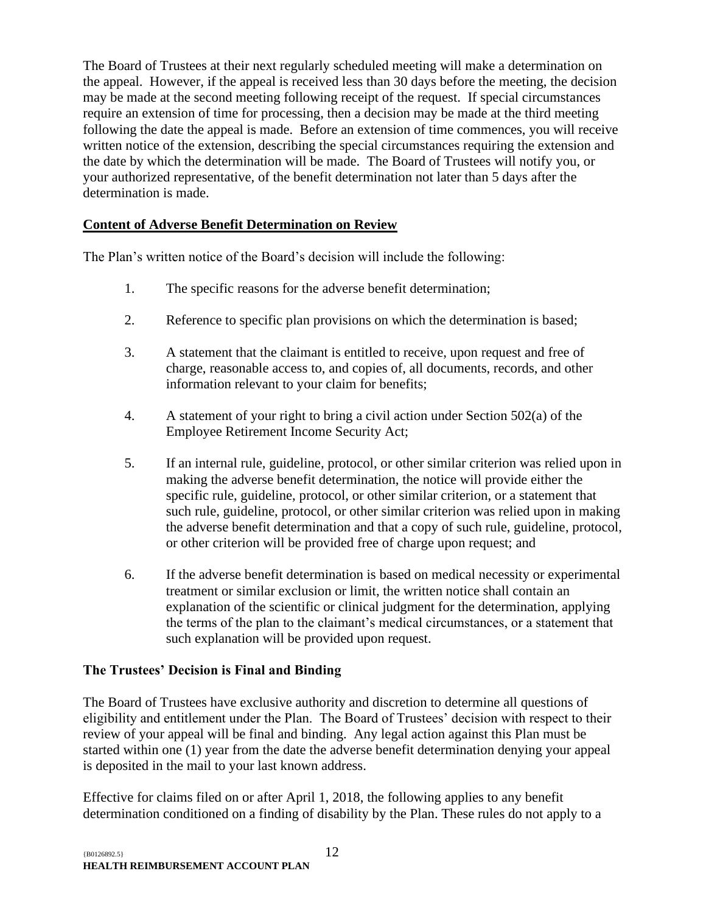The Board of Trustees at their next regularly scheduled meeting will make a determination on the appeal. However, if the appeal is received less than 30 days before the meeting, the decision may be made at the second meeting following receipt of the request. If special circumstances require an extension of time for processing, then a decision may be made at the third meeting following the date the appeal is made. Before an extension of time commences, you will receive written notice of the extension, describing the special circumstances requiring the extension and the date by which the determination will be made. The Board of Trustees will notify you, or your authorized representative, of the benefit determination not later than 5 days after the determination is made.

## Content of Adverse Benefit Determination on Review

The Plan's written notice of the Board's decision will include the following:

1. The specific reasons for the adverse benefit determination;

2. Reference to specific plan provisions on which the determination is based;

3. A statement that the claimant is entitled to receive, upon request and free of charge, reasonable access to, and copies of, all documents, records, and other information relevant to your claim for benefits;

4. A statement of your right to bring a civil action under Section 502(a) of the Employee Retirement Income Security Act;

5. If an internal rule, guideline, protocol, or other similar criterion was relied upon in making the adverse benefit determination, the notice will provide either the specific rule, guideline, protocol, or other similar criterion, or a statement that such rule, guideline, protocol, or other similar criterion was relied upon in making the adverse benefit determination and that a copy of such rule, guideline, protocol, or other criterion will be provided free of charge upon request; and

6. If the adverse benefit determination is based on medical necessity or experimental treatment or similar exclusion or limit, the written notice shall contain an explanation of the scientific or clinical judgment for the determination, applying the terms of the plan to the claimant's medical circumstances, or a statement that such explanation will be provided upon request.

## The Trustees' Decision is Final and Binding

The Board of Trustees have exclusive authority and discretion to determine all questions of eligibility and entitlement under the Plan. The Board of Trustees' decision with respect to their review of your appeal will be final and binding. Any legal action against this Plan must be started within one (1) year from the date the adverse benefit determination denying your appeal is deposited in the mail to your last known address.

Effective for claims filed on or after April 1, 2018, the following applies to any benefit determination conditioned on a finding of disability by the Plan. These rules do not apply to a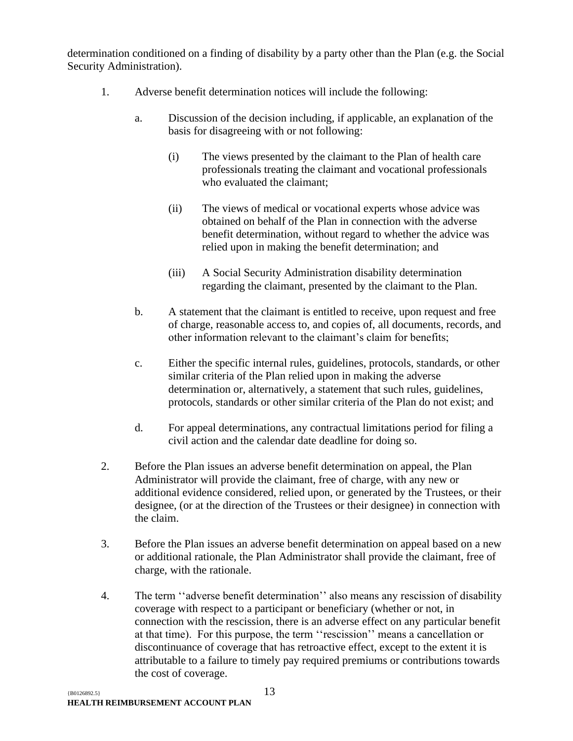determination conditioned on a finding of disability by a party other than the Plan (e.g. the Social Security Administration).

1. Adverse benefit determination notices will include the following:

   a. Discussion of the decision including, if applicable, an explanation of the basis for disagreeing with or not following:

      (i) The views presented by the claimant to the Plan of health care professionals treating the claimant and vocational professionals who evaluated the claimant;

      (ii) The views of medical or vocational experts whose advice was obtained on behalf of the Plan in connection with the adverse benefit determination, without regard to whether the advice was relied upon in making the benefit determination; and

      (iii) A Social Security Administration disability determination regarding the claimant, presented by the claimant to the Plan.

   b. A statement that the claimant is entitled to receive, upon request and free of charge, reasonable access to, and copies of, all documents, records, and other information relevant to the claimant's claim for benefits;

   c. Either the specific internal rules, guidelines, protocols, standards, or other similar criteria of the Plan relied upon in making the adverse determination or, alternatively, a statement that such rules, guidelines, protocols, standards or other similar criteria of the Plan do not exist; and

   d. For appeal determinations, any contractual limitations period for filing a civil action and the calendar date deadline for doing so.

2. Before the Plan issues an adverse benefit determination on appeal, the Plan Administrator will provide the claimant, free of charge, with any new or additional evidence considered, relied upon, or generated by the Trustees, or their designee, (or at the direction of the Trustees or their designee) in connection with the claim.

3. Before the Plan issues an adverse benefit determination on appeal based on a new or additional rationale, the Plan Administrator shall provide the claimant, free of charge, with the rationale.

4. The term ''adverse benefit determination'' also means any rescission of disability coverage with respect to a participant or beneficiary (whether or not, in connection with the rescission, there is an adverse effect on any particular benefit at that time). For this purpose, the term ''rescission'' means a cancellation or discontinuance of coverage that has retroactive effect, except to the extent it is attributable to a failure to timely pay required premiums or contributions towards the cost of coverage.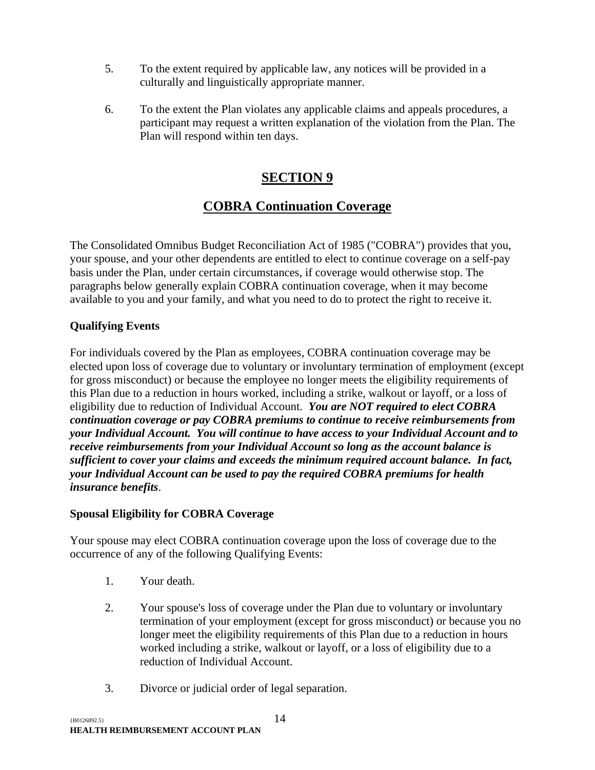5. To the extent required by applicable law, any notices will be provided in a culturally and linguistically appropriate manner.

6. To the extent the Plan violates any applicable claims and appeals procedures, a participant may request a written explanation of the violation from the Plan. The Plan will respond within ten days.

# SECTION 9

## COBRA Continuation Coverage

The Consolidated Omnibus Budget Reconciliation Act of 1985 ("COBRA") provides that you, your spouse, and your other dependents are entitled to elect to continue coverage on a self-pay basis under the Plan, under certain circumstances, if coverage would otherwise stop. The paragraphs below generally explain COBRA continuation coverage, when it may become available to you and your family, and what you need to do to protect the right to receive it.

### Qualifying Events

For individuals covered by the Plan as employees, COBRA continuation coverage may be elected upon loss of coverage due to voluntary or involuntary termination of employment (except for gross misconduct) or because the employee no longer meets the eligibility requirements of this Plan due to a reduction in hours worked, including a strike, walkout or layoff, or a loss of eligibility due to reduction of Individual Account. ***You are NOT required to elect COBRA continuation coverage or pay COBRA premiums to continue to receive reimbursements from your Individual Account. You will continue to have access to your Individual Account and to receive reimbursements from your Individual Account so long as the account balance is sufficient to cover your claims and exceeds the minimum required account balance. In fact, your Individual Account can be used to pay the required COBRA premiums for health insurance benefits***.

### Spousal Eligibility for COBRA Coverage

Your spouse may elect COBRA continuation coverage upon the loss of coverage due to the occurrence of any of the following Qualifying Events:

1. Your death.

2. Your spouse's loss of coverage under the Plan due to voluntary or involuntary termination of your employment (except for gross misconduct) or because you no longer meet the eligibility requirements of this Plan due to a reduction in hours worked including a strike, walkout or layoff, or a loss of eligibility due to a reduction of Individual Account.

3. Divorce or judicial order of legal separation.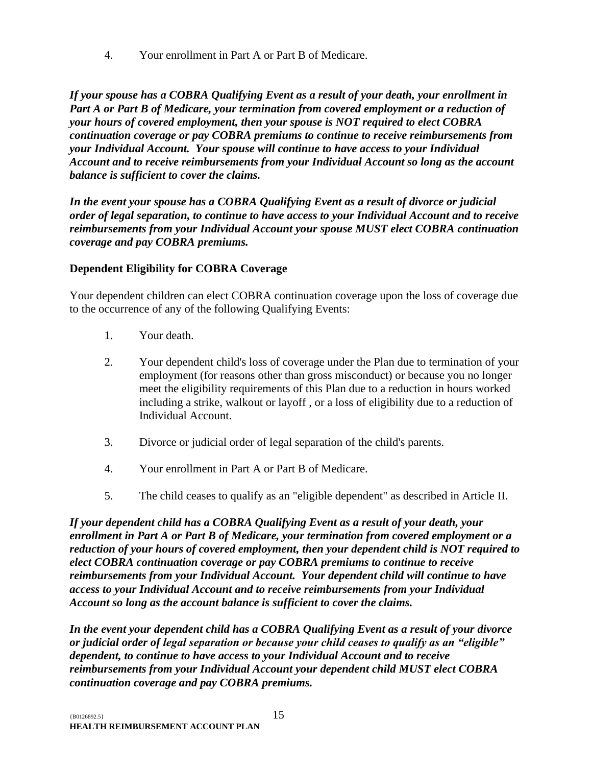4. Your enrollment in Part A or Part B of Medicare.

***If your spouse has a COBRA Qualifying Event as a result of your death, your enrollment in Part A or Part B of Medicare, your termination from covered employment or a reduction of your hours of covered employment, then your spouse is NOT required to elect COBRA continuation coverage or pay COBRA premiums to continue to receive reimbursements from your Individual Account. Your spouse will continue to have access to your Individual Account and to receive reimbursements from your Individual Account so long as the account balance is sufficient to cover the claims.***

***In the event your spouse has a COBRA Qualifying Event as a result of divorce or judicial order of legal separation, to continue to have access to your Individual Account and to receive reimbursements from your Individual Account your spouse MUST elect COBRA continuation coverage and pay COBRA premiums.***

**Dependent Eligibility for COBRA Coverage**

Your dependent children can elect COBRA continuation coverage upon the loss of coverage due to the occurrence of any of the following Qualifying Events:

1. Your death.

2. Your dependent child's loss of coverage under the Plan due to termination of your employment (for reasons other than gross misconduct) or because you no longer meet the eligibility requirements of this Plan due to a reduction in hours worked including a strike, walkout or layoff , or a loss of eligibility due to a reduction of Individual Account.

3. Divorce or judicial order of legal separation of the child's parents.

4. Your enrollment in Part A or Part B of Medicare.

5. The child ceases to qualify as an "eligible dependent" as described in Article II.

***If your dependent child has a COBRA Qualifying Event as a result of your death, your enrollment in Part A or Part B of Medicare, your termination from covered employment or a reduction of your hours of covered employment, then your dependent child is NOT required to elect COBRA continuation coverage or pay COBRA premiums to continue to receive reimbursements from your Individual Account. Your dependent child will continue to have access to your Individual Account and to receive reimbursements from your Individual Account so long as the account balance is sufficient to cover the claims.***

***In the event your dependent child has a COBRA Qualifying Event as a result of your divorce or judicial order of legal separation or because your child ceases to qualify as an "eligible" dependent, to continue to have access to your Individual Account and to receive reimbursements from your Individual Account your dependent child MUST elect COBRA continuation coverage and pay COBRA premiums.***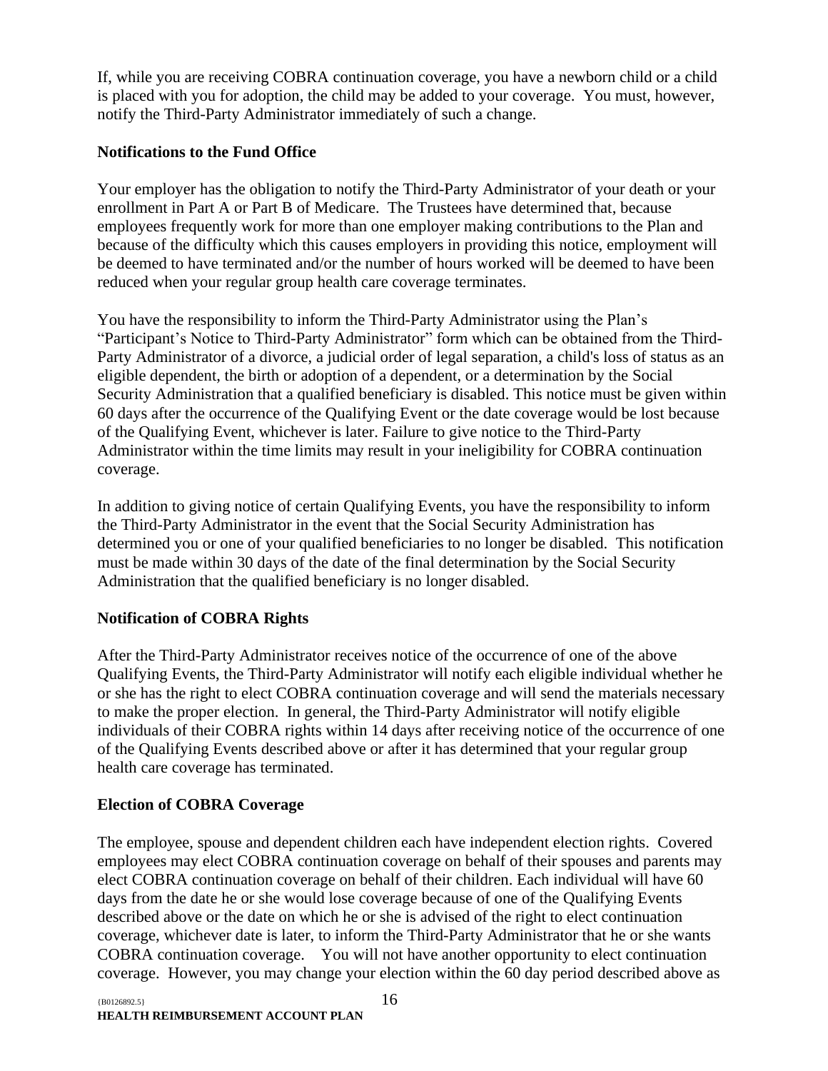If, while you are receiving COBRA continuation coverage, you have a newborn child or a child is placed with you for adoption, the child may be added to your coverage. You must, however, notify the Third-Party Administrator immediately of such a change.

**Notifications to the Fund Office**

Your employer has the obligation to notify the Third-Party Administrator of your death or your enrollment in Part A or Part B of Medicare. The Trustees have determined that, because employees frequently work for more than one employer making contributions to the Plan and because of the difficulty which this causes employers in providing this notice, employment will be deemed to have terminated and/or the number of hours worked will be deemed to have been reduced when your regular group health care coverage terminates.

You have the responsibility to inform the Third-Party Administrator using the Plan's "Participant's Notice to Third-Party Administrator" form which can be obtained from the Third-Party Administrator of a divorce, a judicial order of legal separation, a child's loss of status as an eligible dependent, the birth or adoption of a dependent, or a determination by the Social Security Administration that a qualified beneficiary is disabled. This notice must be given within 60 days after the occurrence of the Qualifying Event or the date coverage would be lost because of the Qualifying Event, whichever is later. Failure to give notice to the Third-Party Administrator within the time limits may result in your ineligibility for COBRA continuation coverage.

In addition to giving notice of certain Qualifying Events, you have the responsibility to inform the Third-Party Administrator in the event that the Social Security Administration has determined you or one of your qualified beneficiaries to no longer be disabled. This notification must be made within 30 days of the date of the final determination by the Social Security Administration that the qualified beneficiary is no longer disabled.

**Notification of COBRA Rights**

After the Third-Party Administrator receives notice of the occurrence of one of the above Qualifying Events, the Third-Party Administrator will notify each eligible individual whether he or she has the right to elect COBRA continuation coverage and will send the materials necessary to make the proper election. In general, the Third-Party Administrator will notify eligible individuals of their COBRA rights within 14 days after receiving notice of the occurrence of one of the Qualifying Events described above or after it has determined that your regular group health care coverage has terminated.

**Election of COBRA Coverage**

The employee, spouse and dependent children each have independent election rights. Covered employees may elect COBRA continuation coverage on behalf of their spouses and parents may elect COBRA continuation coverage on behalf of their children. Each individual will have 60 days from the date he or she would lose coverage because of one of the Qualifying Events described above or the date on which he or she is advised of the right to elect continuation coverage, whichever date is later, to inform the Third-Party Administrator that he or she wants COBRA continuation coverage. You will not have another opportunity to elect continuation coverage. However, you may change your election within the 60 day period described above as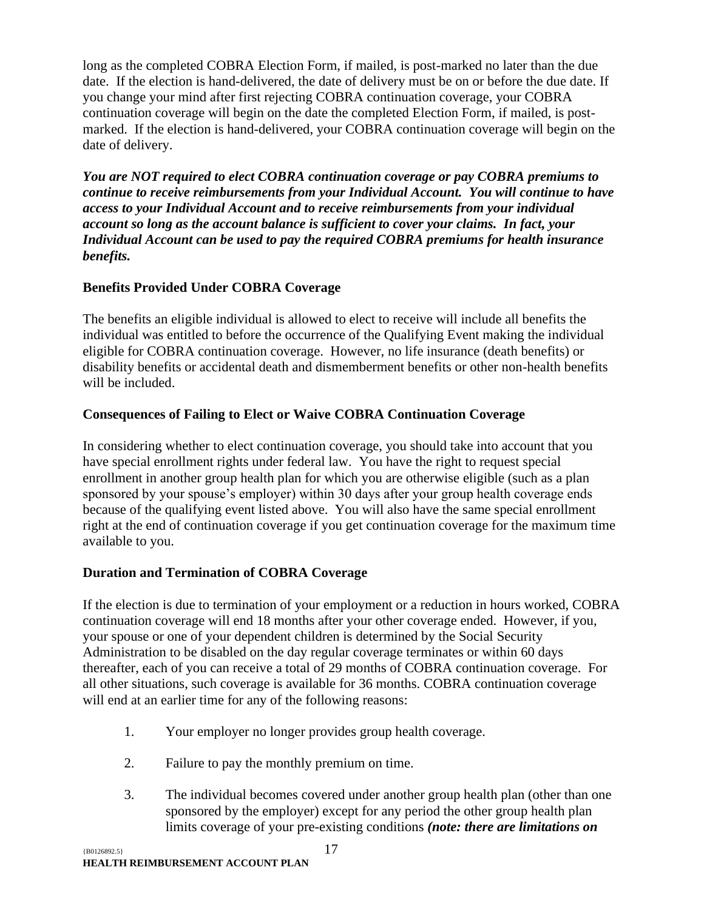long as the completed COBRA Election Form, if mailed, is post-marked no later than the due date. If the election is hand-delivered, the date of delivery must be on or before the due date. If you change your mind after first rejecting COBRA continuation coverage, your COBRA continuation coverage will begin on the date the completed Election Form, if mailed, is post-marked. If the election is hand-delivered, your COBRA continuation coverage will begin on the date of delivery.

***You are NOT required to elect COBRA continuation coverage or pay COBRA premiums to continue to receive reimbursements from your Individual Account. You will continue to have access to your Individual Account and to receive reimbursements from your individual account so long as the account balance is sufficient to cover your claims. In fact, your Individual Account can be used to pay the required COBRA premiums for health insurance benefits.***

**Benefits Provided Under COBRA Coverage**

The benefits an eligible individual is allowed to elect to receive will include all benefits the individual was entitled to before the occurrence of the Qualifying Event making the individual eligible for COBRA continuation coverage. However, no life insurance (death benefits) or disability benefits or accidental death and dismemberment benefits or other non-health benefits will be included.

**Consequences of Failing to Elect or Waive COBRA Continuation Coverage**

In considering whether to elect continuation coverage, you should take into account that you have special enrollment rights under federal law. You have the right to request special enrollment in another group health plan for which you are otherwise eligible (such as a plan sponsored by your spouse's employer) within 30 days after your group health coverage ends because of the qualifying event listed above. You will also have the same special enrollment right at the end of continuation coverage if you get continuation coverage for the maximum time available to you.

**Duration and Termination of COBRA Coverage**

If the election is due to termination of your employment or a reduction in hours worked, COBRA continuation coverage will end 18 months after your other coverage ended. However, if you, your spouse or one of your dependent children is determined by the Social Security Administration to be disabled on the day regular coverage terminates or within 60 days thereafter, each of you can receive a total of 29 months of COBRA continuation coverage. For all other situations, such coverage is available for 36 months. COBRA continuation coverage will end at an earlier time for any of the following reasons:

1. Your employer no longer provides group health coverage.

2. Failure to pay the monthly premium on time.

3. The individual becomes covered under another group health plan (other than one sponsored by the employer) except for any period the other group health plan limits coverage of your pre-existing conditions ***(note: there are limitations on***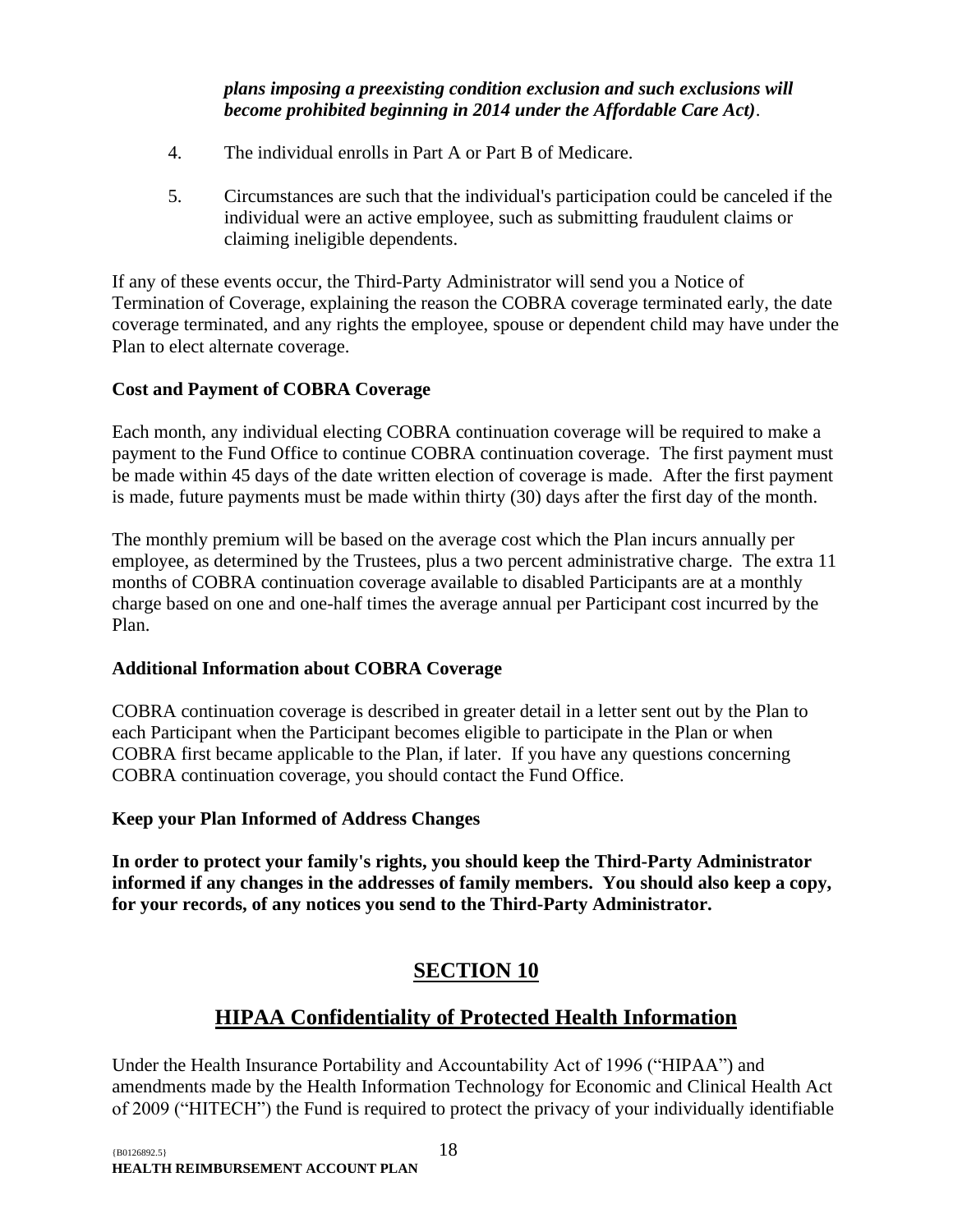***plans imposing a preexisting condition exclusion and such exclusions will become prohibited beginning in 2014 under the Affordable Care Act)***.

4. The individual enrolls in Part A or Part B of Medicare.

5. Circumstances are such that the individual's participation could be canceled if the individual were an active employee, such as submitting fraudulent claims or claiming ineligible dependents.

If any of these events occur, the Third-Party Administrator will send you a Notice of Termination of Coverage, explaining the reason the COBRA coverage terminated early, the date coverage terminated, and any rights the employee, spouse or dependent child may have under the Plan to elect alternate coverage.

**Cost and Payment of COBRA Coverage**

Each month, any individual electing COBRA continuation coverage will be required to make a payment to the Fund Office to continue COBRA continuation coverage. The first payment must be made within 45 days of the date written election of coverage is made. After the first payment is made, future payments must be made within thirty (30) days after the first day of the month.

The monthly premium will be based on the average cost which the Plan incurs annually per employee, as determined by the Trustees, plus a two percent administrative charge. The extra 11 months of COBRA continuation coverage available to disabled Participants are at a monthly charge based on one and one-half times the average annual per Participant cost incurred by the Plan.

**Additional Information about COBRA Coverage**

COBRA continuation coverage is described in greater detail in a letter sent out by the Plan to each Participant when the Participant becomes eligible to participate in the Plan or when COBRA first became applicable to the Plan, if later. If you have any questions concerning COBRA continuation coverage, you should contact the Fund Office.

**Keep your Plan Informed of Address Changes**

**In order to protect your family's rights, you should keep the Third-Party Administrator informed if any changes in the addresses of family members. You should also keep a copy, for your records, of any notices you send to the Third-Party Administrator.**

# SECTION 10

## HIPAA Confidentiality of Protected Health Information

Under the Health Insurance Portability and Accountability Act of 1996 ("HIPAA") and amendments made by the Health Information Technology for Economic and Clinical Health Act of 2009 ("HITECH") the Fund is required to protect the privacy of your individually identifiable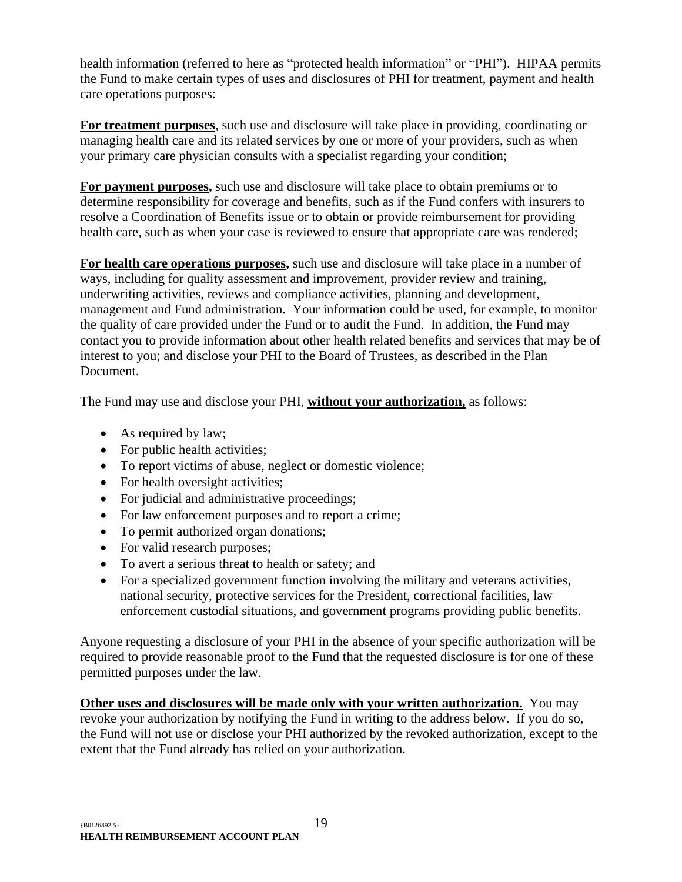health information (referred to here as "protected health information" or "PHI"). HIPAA permits the Fund to make certain types of uses and disclosures of PHI for treatment, payment and health care operations purposes:

**For treatment purposes**, such use and disclosure will take place in providing, coordinating or managing health care and its related services by one or more of your providers, such as when your primary care physician consults with a specialist regarding your condition;

**For payment purposes,** such use and disclosure will take place to obtain premiums or to determine responsibility for coverage and benefits, such as if the Fund confers with insurers to resolve a Coordination of Benefits issue or to obtain or provide reimbursement for providing health care, such as when your case is reviewed to ensure that appropriate care was rendered;

**For health care operations purposes,** such use and disclosure will take place in a number of ways, including for quality assessment and improvement, provider review and training, underwriting activities, reviews and compliance activities, planning and development, management and Fund administration. Your information could be used, for example, to monitor the quality of care provided under the Fund or to audit the Fund. In addition, the Fund may contact you to provide information about other health related benefits and services that may be of interest to you; and disclose your PHI to the Board of Trustees, as described in the Plan Document.

The Fund may use and disclose your PHI, **without your authorization,** as follows:

- As required by law;
- For public health activities;
- To report victims of abuse, neglect or domestic violence;
- For health oversight activities;
- For judicial and administrative proceedings;
- For law enforcement purposes and to report a crime;
- To permit authorized organ donations;
- For valid research purposes;
- To avert a serious threat to health or safety; and
- For a specialized government function involving the military and veterans activities, national security, protective services for the President, correctional facilities, law enforcement custodial situations, and government programs providing public benefits.

Anyone requesting a disclosure of your PHI in the absence of your specific authorization will be required to provide reasonable proof to the Fund that the requested disclosure is for one of these permitted purposes under the law.

**Other uses and disclosures will be made only with your written authorization.** You may revoke your authorization by notifying the Fund in writing to the address below. If you do so, the Fund will not use or disclose your PHI authorized by the revoked authorization, except to the extent that the Fund already has relied on your authorization.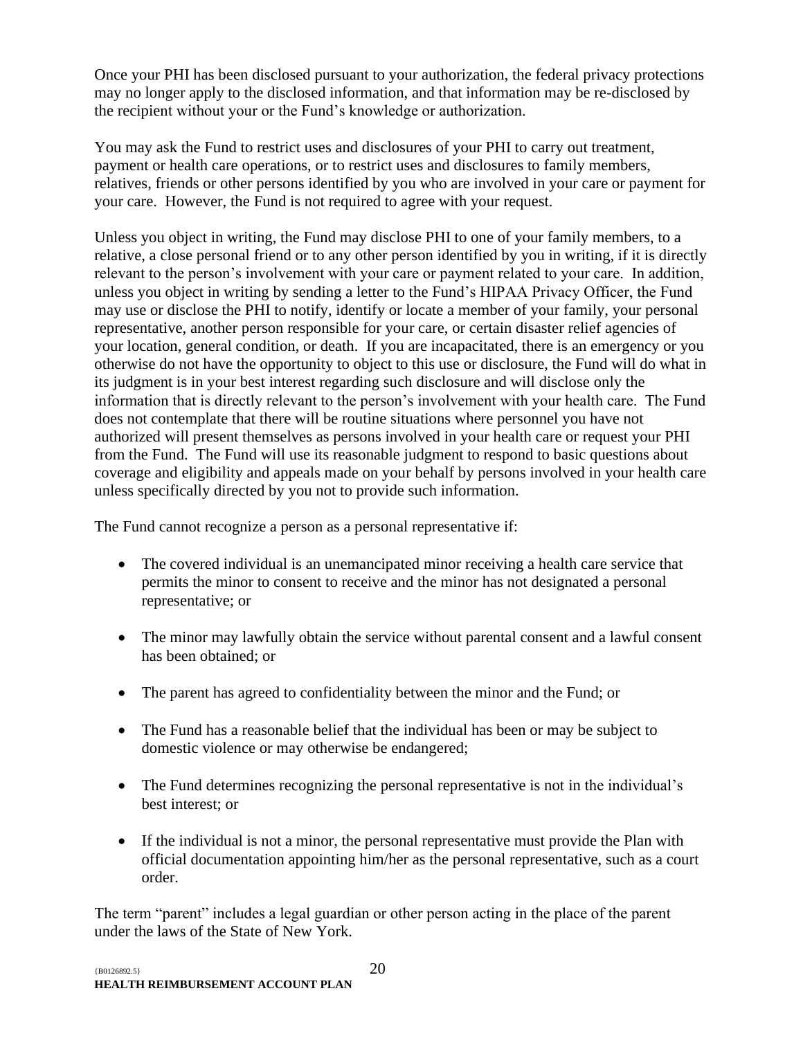Once your PHI has been disclosed pursuant to your authorization, the federal privacy protections may no longer apply to the disclosed information, and that information may be re-disclosed by the recipient without your or the Fund's knowledge or authorization.

You may ask the Fund to restrict uses and disclosures of your PHI to carry out treatment, payment or health care operations, or to restrict uses and disclosures to family members, relatives, friends or other persons identified by you who are involved in your care or payment for your care. However, the Fund is not required to agree with your request.

Unless you object in writing, the Fund may disclose PHI to one of your family members, to a relative, a close personal friend or to any other person identified by you in writing, if it is directly relevant to the person's involvement with your care or payment related to your care. In addition, unless you object in writing by sending a letter to the Fund's HIPAA Privacy Officer, the Fund may use or disclose the PHI to notify, identify or locate a member of your family, your personal representative, another person responsible for your care, or certain disaster relief agencies of your location, general condition, or death. If you are incapacitated, there is an emergency or you otherwise do not have the opportunity to object to this use or disclosure, the Fund will do what in its judgment is in your best interest regarding such disclosure and will disclose only the information that is directly relevant to the person's involvement with your health care. The Fund does not contemplate that there will be routine situations where personnel you have not authorized will present themselves as persons involved in your health care or request your PHI from the Fund. The Fund will use its reasonable judgment to respond to basic questions about coverage and eligibility and appeals made on your behalf by persons involved in your health care unless specifically directed by you not to provide such information.

The Fund cannot recognize a person as a personal representative if:

- The covered individual is an unemancipated minor receiving a health care service that permits the minor to consent to receive and the minor has not designated a personal representative; or
- The minor may lawfully obtain the service without parental consent and a lawful consent has been obtained; or
- The parent has agreed to confidentiality between the minor and the Fund; or
- The Fund has a reasonable belief that the individual has been or may be subject to domestic violence or may otherwise be endangered;
- The Fund determines recognizing the personal representative is not in the individual's best interest; or
- If the individual is not a minor, the personal representative must provide the Plan with official documentation appointing him/her as the personal representative, such as a court order.

The term "parent" includes a legal guardian or other person acting in the place of the parent under the laws of the State of New York.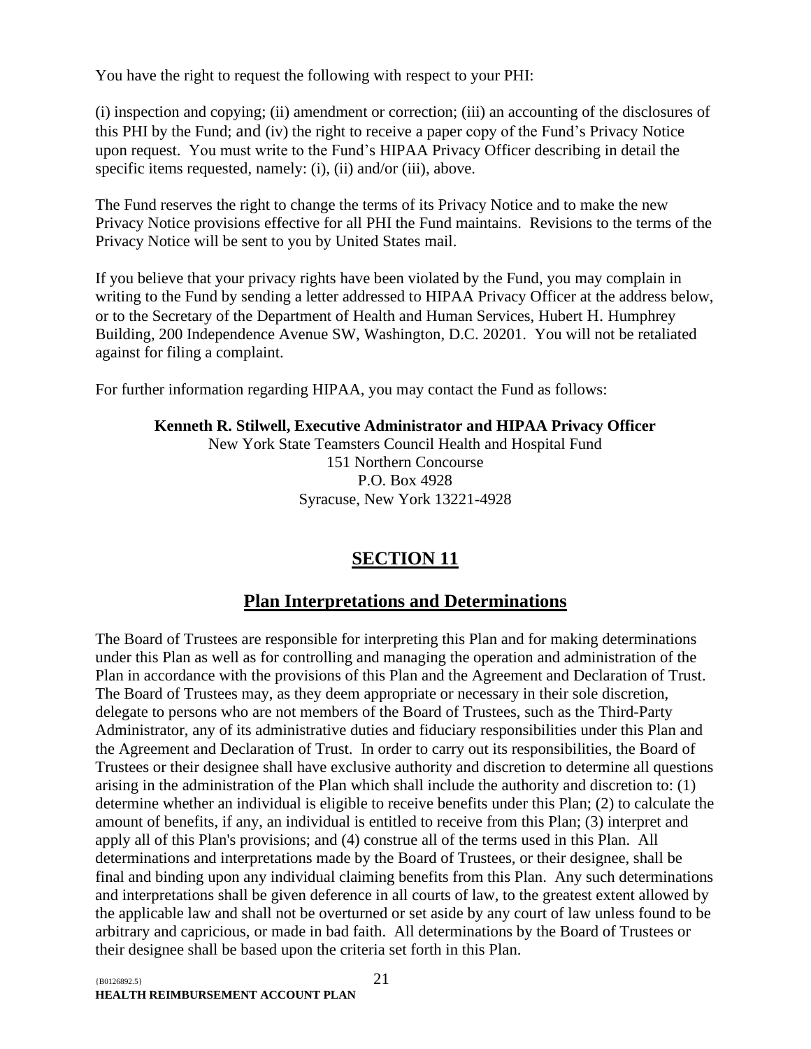You have the right to request the following with respect to your PHI:

(i) inspection and copying; (ii) amendment or correction; (iii) an accounting of the disclosures of this PHI by the Fund; and (iv) the right to receive a paper copy of the Fund's Privacy Notice upon request. You must write to the Fund's HIPAA Privacy Officer describing in detail the specific items requested, namely: (i), (ii) and/or (iii), above.

The Fund reserves the right to change the terms of its Privacy Notice and to make the new Privacy Notice provisions effective for all PHI the Fund maintains. Revisions to the terms of the Privacy Notice will be sent to you by United States mail.

If you believe that your privacy rights have been violated by the Fund, you may complain in writing to the Fund by sending a letter addressed to HIPAA Privacy Officer at the address below, or to the Secretary of the Department of Health and Human Services, Hubert H. Humphrey Building, 200 Independence Avenue SW, Washington, D.C. 20201. You will not be retaliated against for filing a complaint.

For further information regarding HIPAA, you may contact the Fund as follows:

**Kenneth R. Stilwell, Executive Administrator and HIPAA Privacy Officer**
New York State Teamsters Council Health and Hospital Fund
151 Northern Concourse
P.O. Box 4928
Syracuse, New York 13221-4928

# SECTION 11

## Plan Interpretations and Determinations

The Board of Trustees are responsible for interpreting this Plan and for making determinations under this Plan as well as for controlling and managing the operation and administration of the Plan in accordance with the provisions of this Plan and the Agreement and Declaration of Trust. The Board of Trustees may, as they deem appropriate or necessary in their sole discretion, delegate to persons who are not members of the Board of Trustees, such as the Third-Party Administrator, any of its administrative duties and fiduciary responsibilities under this Plan and the Agreement and Declaration of Trust. In order to carry out its responsibilities, the Board of Trustees or their designee shall have exclusive authority and discretion to determine all questions arising in the administration of the Plan which shall include the authority and discretion to: (1) determine whether an individual is eligible to receive benefits under this Plan; (2) to calculate the amount of benefits, if any, an individual is entitled to receive from this Plan; (3) interpret and apply all of this Plan's provisions; and (4) construe all of the terms used in this Plan. All determinations and interpretations made by the Board of Trustees, or their designee, shall be final and binding upon any individual claiming benefits from this Plan. Any such determinations and interpretations shall be given deference in all courts of law, to the greatest extent allowed by the applicable law and shall not be overturned or set aside by any court of law unless found to be arbitrary and capricious, or made in bad faith. All determinations by the Board of Trustees or their designee shall be based upon the criteria set forth in this Plan.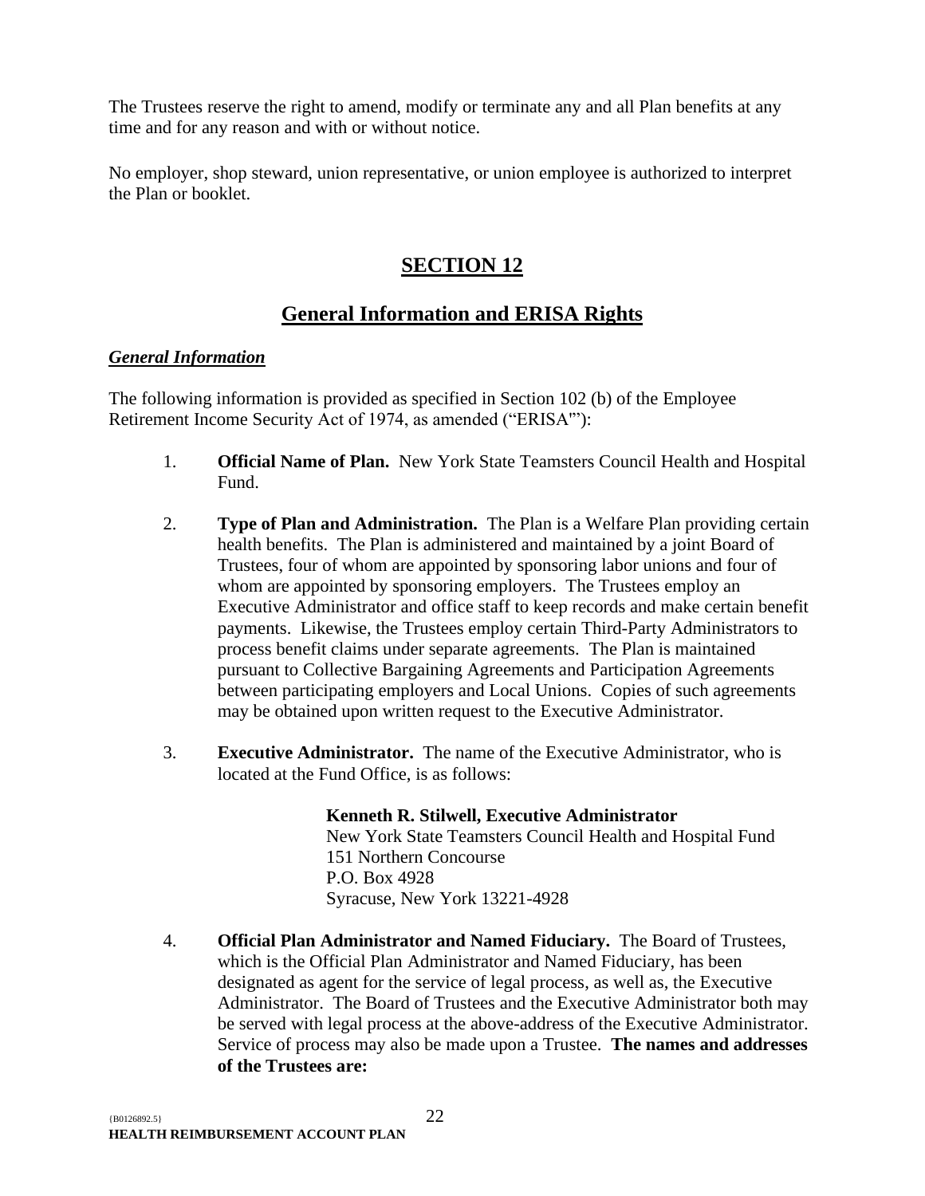The Trustees reserve the right to amend, modify or terminate any and all Plan benefits at any time and for any reason and with or without notice.

No employer, shop steward, union representative, or union employee is authorized to interpret the Plan or booklet.

# SECTION 12

## General Information and ERISA Rights

### *General Information*

The following information is provided as specified in Section 102 (b) of the Employee Retirement Income Security Act of 1974, as amended ("ERISA"'):

1. **Official Name of Plan.** New York State Teamsters Council Health and Hospital Fund.

2. **Type of Plan and Administration.** The Plan is a Welfare Plan providing certain health benefits. The Plan is administered and maintained by a joint Board of Trustees, four of whom are appointed by sponsoring labor unions and four of whom are appointed by sponsoring employers. The Trustees employ an Executive Administrator and office staff to keep records and make certain benefit payments. Likewise, the Trustees employ certain Third-Party Administrators to process benefit claims under separate agreements. The Plan is maintained pursuant to Collective Bargaining Agreements and Participation Agreements between participating employers and Local Unions. Copies of such agreements may be obtained upon written request to the Executive Administrator.

3. **Executive Administrator.** The name of the Executive Administrator, who is located at the Fund Office, is as follows:

   **Kenneth R. Stilwell, Executive Administrator**
   New York State Teamsters Council Health and Hospital Fund
   151 Northern Concourse
   P.O. Box 4928
   Syracuse, New York 13221-4928

4. **Official Plan Administrator and Named Fiduciary.** The Board of Trustees, which is the Official Plan Administrator and Named Fiduciary, has been designated as agent for the service of legal process, as well as, the Executive Administrator. The Board of Trustees and the Executive Administrator both may be served with legal process at the above-address of the Executive Administrator. Service of process may also be made upon a Trustee. **The names and addresses of the Trustees are:**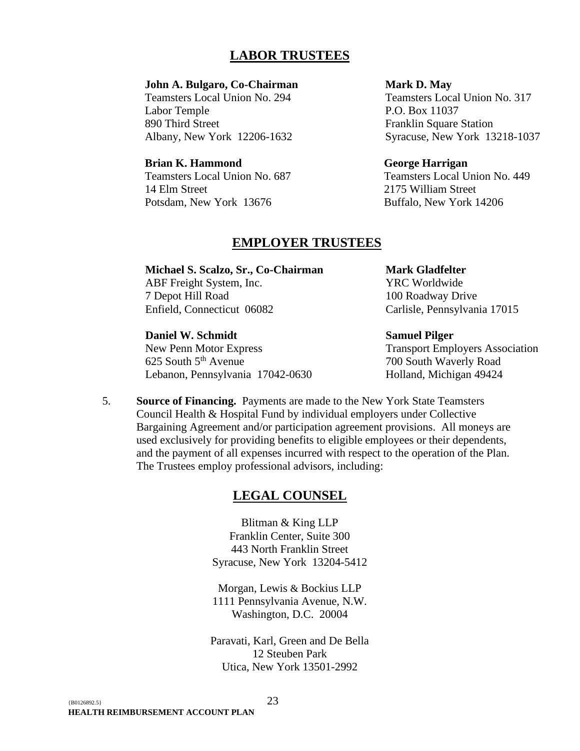## LABOR TRUSTEES

**John A. Bulgaro, Co-Chairman**
Teamsters Local Union No. 294
Labor Temple
890 Third Street
Albany, New York 12206-1632

**Mark D. May**
Teamsters Local Union No. 317
P.O. Box 11037
Franklin Square Station
Syracuse, New York 13218-1037

**Brian K. Hammond**
Teamsters Local Union No. 687
14 Elm Street
Potsdam, New York 13676

**George Harrigan**
Teamsters Local Union No. 449
2175 William Street
Buffalo, New York 14206

## EMPLOYER TRUSTEES

**Michael S. Scalzo, Sr., Co-Chairman**
ABF Freight System, Inc.
7 Depot Hill Road
Enfield, Connecticut 06082

**Mark Gladfelter**
YRC Worldwide
100 Roadway Drive
Carlisle, Pennsylvania 17015

**Daniel W. Schmidt**
New Penn Motor Express
625 South 5th Avenue
Lebanon, Pennsylvania 17042-0630

**Samuel Pilger**
Transport Employers Association
700 South Waverly Road
Holland, Michigan 49424

5. **Source of Financing.** Payments are made to the New York State Teamsters Council Health & Hospital Fund by individual employers under Collective Bargaining Agreement and/or participation agreement provisions. All moneys are used exclusively for providing benefits to eligible employees or their dependents, and the payment of all expenses incurred with respect to the operation of the Plan. The Trustees employ professional advisors, including:

## LEGAL COUNSEL

Blitman & King LLP
Franklin Center, Suite 300
443 North Franklin Street
Syracuse, New York 13204-5412

Morgan, Lewis & Bockius LLP
1111 Pennsylvania Avenue, N.W.
Washington, D.C. 20004

Paravati, Karl, Green and De Bella
12 Steuben Park
Utica, New York 13501-2992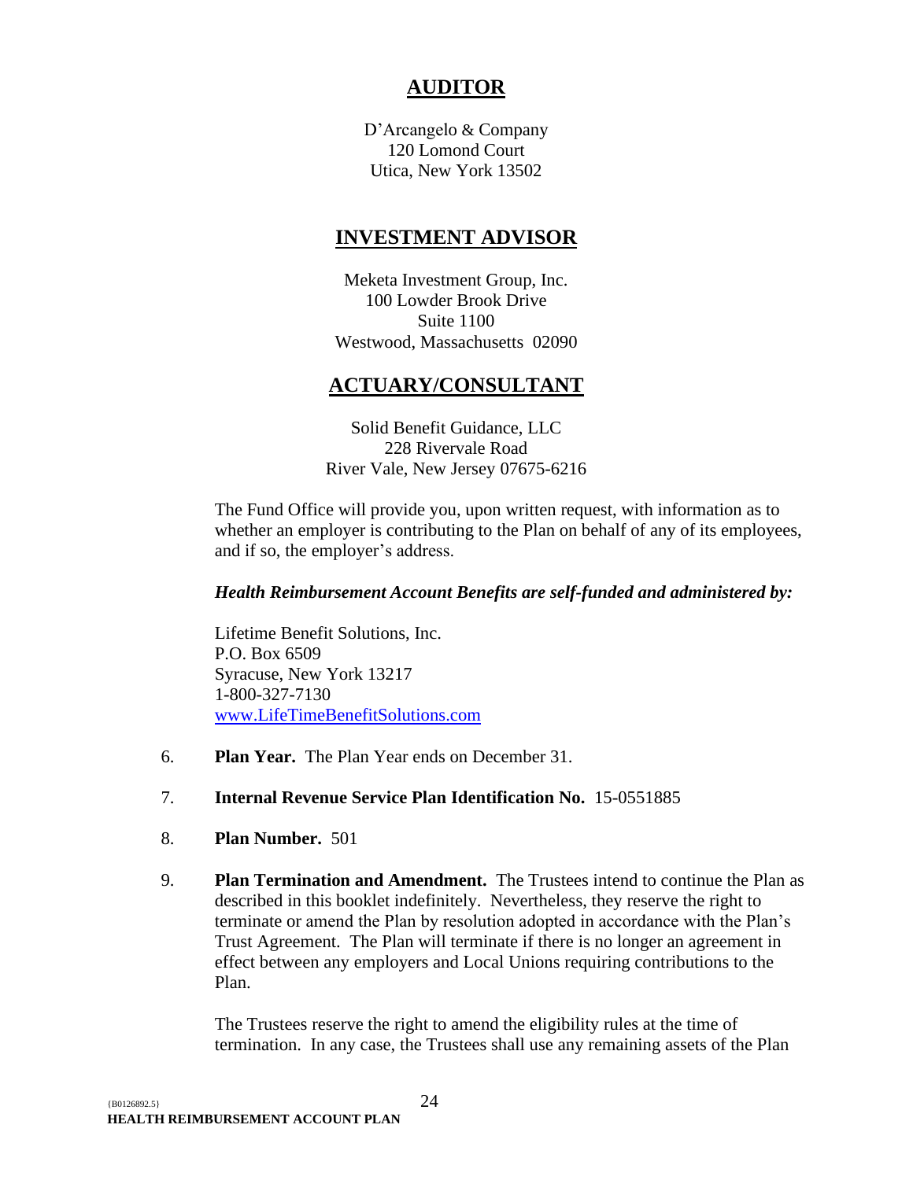## AUDITOR

D'Arcangelo & Company
120 Lomond Court
Utica, New York 13502

## INVESTMENT ADVISOR

Meketa Investment Group, Inc.
100 Lowder Brook Drive
Suite 1100
Westwood, Massachusetts 02090

## ACTUARY/CONSULTANT

Solid Benefit Guidance, LLC
228 Rivervale Road
River Vale, New Jersey 07675-6216

The Fund Office will provide you, upon written request, with information as to whether an employer is contributing to the Plan on behalf of any of its employees, and if so, the employer's address.

***Health Reimbursement Account Benefits are self-funded and administered by:***

Lifetime Benefit Solutions, Inc.
P.O. Box 6509
Syracuse, New York 13217
1-800-327-7130
www.LifeTimeBenefitSolutions.com

6. **Plan Year.** The Plan Year ends on December 31.

7. **Internal Revenue Service Plan Identification No.** 15-0551885

8. **Plan Number.** 501

9. **Plan Termination and Amendment.** The Trustees intend to continue the Plan as described in this booklet indefinitely. Nevertheless, they reserve the right to terminate or amend the Plan by resolution adopted in accordance with the Plan's Trust Agreement. The Plan will terminate if there is no longer an agreement in effect between any employers and Local Unions requiring contributions to the Plan.

   The Trustees reserve the right to amend the eligibility rules at the time of termination. In any case, the Trustees shall use any remaining assets of the Plan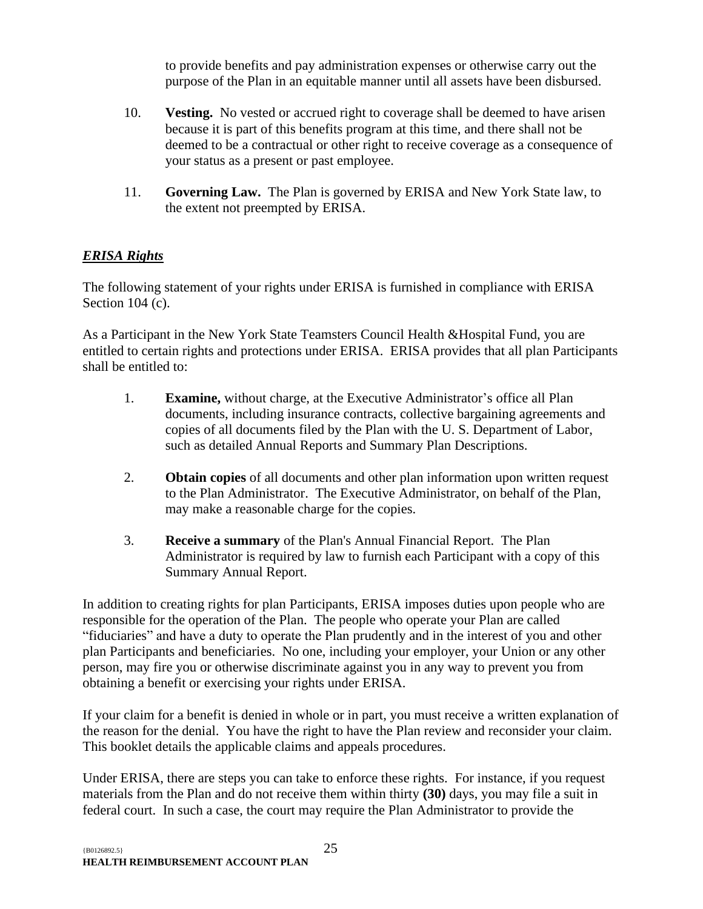to provide benefits and pay administration expenses or otherwise carry out the purpose of the Plan in an equitable manner until all assets have been disbursed.

10. **Vesting.** No vested or accrued right to coverage shall be deemed to have arisen because it is part of this benefits program at this time, and there shall not be deemed to be a contractual or other right to receive coverage as a consequence of your status as a present or past employee.

11. **Governing Law.** The Plan is governed by ERISA and New York State law, to the extent not preempted by ERISA.

***ERISA Rights***

The following statement of your rights under ERISA is furnished in compliance with ERISA Section 104 (c).

As a Participant in the New York State Teamsters Council Health &Hospital Fund, you are entitled to certain rights and protections under ERISA. ERISA provides that all plan Participants shall be entitled to:

1. **Examine,** without charge, at the Executive Administrator's office all Plan documents, including insurance contracts, collective bargaining agreements and copies of all documents filed by the Plan with the U. S. Department of Labor, such as detailed Annual Reports and Summary Plan Descriptions.

2. **Obtain copies** of all documents and other plan information upon written request to the Plan Administrator. The Executive Administrator, on behalf of the Plan, may make a reasonable charge for the copies.

3. **Receive a summary** of the Plan's Annual Financial Report. The Plan Administrator is required by law to furnish each Participant with a copy of this Summary Annual Report.

In addition to creating rights for plan Participants, ERISA imposes duties upon people who are responsible for the operation of the Plan. The people who operate your Plan are called "fiduciaries" and have a duty to operate the Plan prudently and in the interest of you and other plan Participants and beneficiaries. No one, including your employer, your Union or any other person, may fire you or otherwise discriminate against you in any way to prevent you from obtaining a benefit or exercising your rights under ERISA.

If your claim for a benefit is denied in whole or in part, you must receive a written explanation of the reason for the denial. You have the right to have the Plan review and reconsider your claim. This booklet details the applicable claims and appeals procedures.

Under ERISA, there are steps you can take to enforce these rights. For instance, if you request materials from the Plan and do not receive them within thirty **(30)** days, you may file a suit in federal court. In such a case, the court may require the Plan Administrator to provide the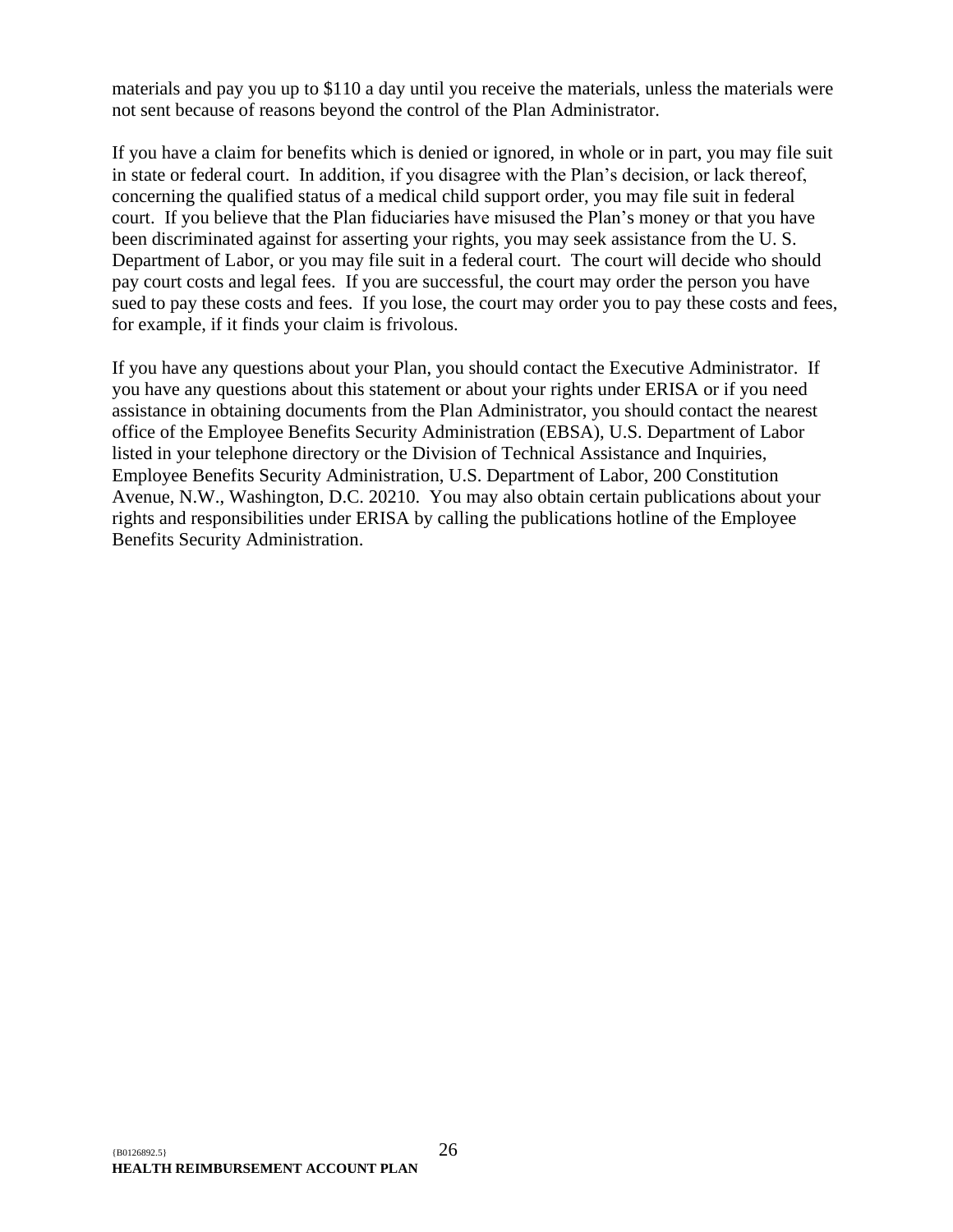materials and pay you up to $110 a day until you receive the materials, unless the materials were not sent because of reasons beyond the control of the Plan Administrator.

If you have a claim for benefits which is denied or ignored, in whole or in part, you may file suit in state or federal court. In addition, if you disagree with the Plan's decision, or lack thereof, concerning the qualified status of a medical child support order, you may file suit in federal court. If you believe that the Plan fiduciaries have misused the Plan's money or that you have been discriminated against for asserting your rights, you may seek assistance from the U. S. Department of Labor, or you may file suit in a federal court. The court will decide who should pay court costs and legal fees. If you are successful, the court may order the person you have sued to pay these costs and fees. If you lose, the court may order you to pay these costs and fees, for example, if it finds your claim is frivolous.

If you have any questions about your Plan, you should contact the Executive Administrator. If you have any questions about this statement or about your rights under ERISA or if you need assistance in obtaining documents from the Plan Administrator, you should contact the nearest office of the Employee Benefits Security Administration (EBSA), U.S. Department of Labor listed in your telephone directory or the Division of Technical Assistance and Inquiries, Employee Benefits Security Administration, U.S. Department of Labor, 200 Constitution Avenue, N.W., Washington, D.C. 20210. You may also obtain certain publications about your rights and responsibilities under ERISA by calling the publications hotline of the Employee Benefits Security Administration.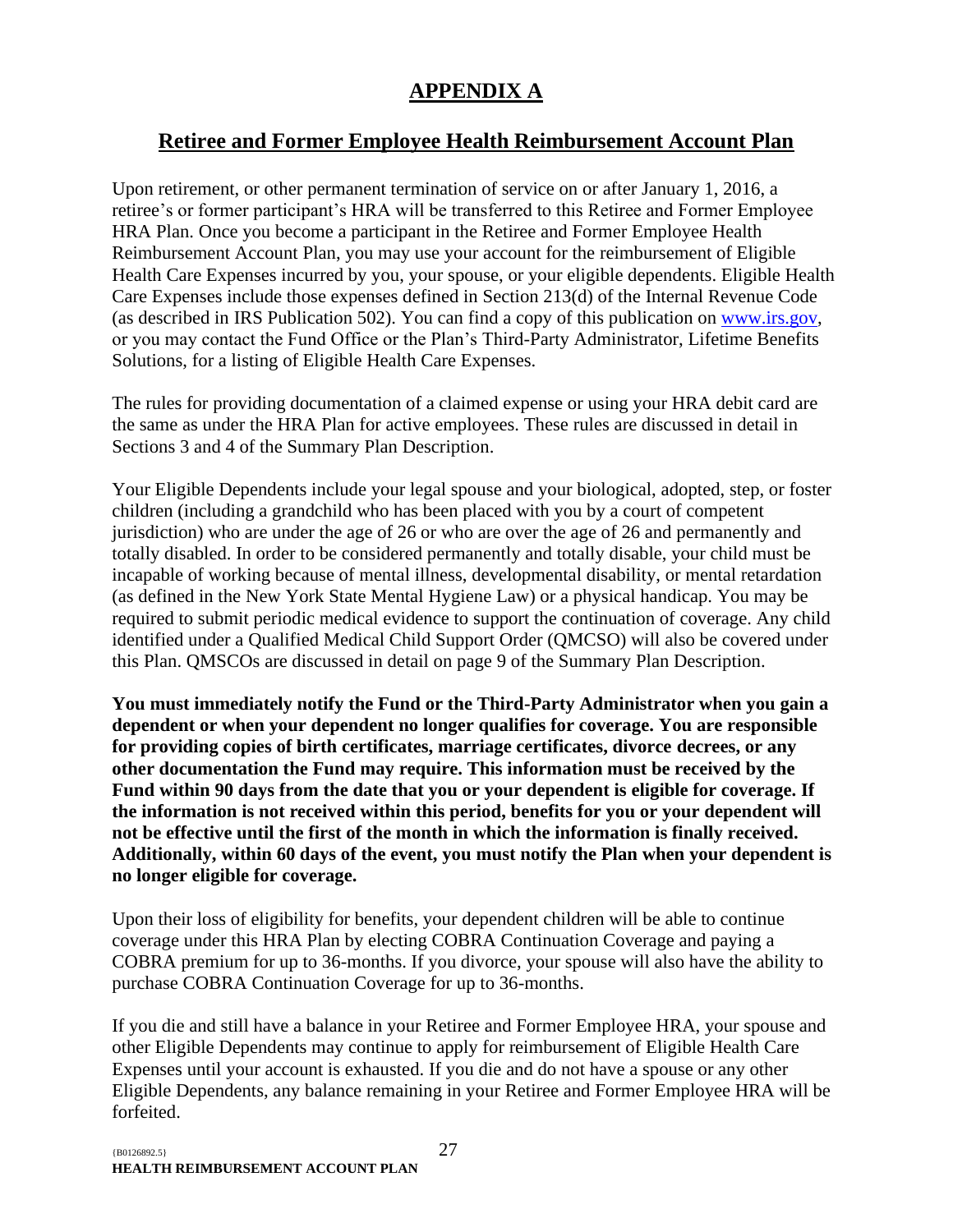# APPENDIX A

## Retiree and Former Employee Health Reimbursement Account Plan

Upon retirement, or other permanent termination of service on or after January 1, 2016, a retiree's or former participant's HRA will be transferred to this Retiree and Former Employee HRA Plan. Once you become a participant in the Retiree and Former Employee Health Reimbursement Account Plan, you may use your account for the reimbursement of Eligible Health Care Expenses incurred by you, your spouse, or your eligible dependents. Eligible Health Care Expenses include those expenses defined in Section 213(d) of the Internal Revenue Code (as described in IRS Publication 502). You can find a copy of this publication on www.irs.gov, or you may contact the Fund Office or the Plan's Third-Party Administrator, Lifetime Benefits Solutions, for a listing of Eligible Health Care Expenses.

The rules for providing documentation of a claimed expense or using your HRA debit card are the same as under the HRA Plan for active employees. These rules are discussed in detail in Sections 3 and 4 of the Summary Plan Description.

Your Eligible Dependents include your legal spouse and your biological, adopted, step, or foster children (including a grandchild who has been placed with you by a court of competent jurisdiction) who are under the age of 26 or who are over the age of 26 and permanently and totally disabled. In order to be considered permanently and totally disable, your child must be incapable of working because of mental illness, developmental disability, or mental retardation (as defined in the New York State Mental Hygiene Law) or a physical handicap. You may be required to submit periodic medical evidence to support the continuation of coverage. Any child identified under a Qualified Medical Child Support Order (QMCSO) will also be covered under this Plan. QMSCOs are discussed in detail on page 9 of the Summary Plan Description.

**You must immediately notify the Fund or the Third-Party Administrator when you gain a dependent or when your dependent no longer qualifies for coverage. You are responsible for providing copies of birth certificates, marriage certificates, divorce decrees, or any other documentation the Fund may require. This information must be received by the Fund within 90 days from the date that you or your dependent is eligible for coverage. If the information is not received within this period, benefits for you or your dependent will not be effective until the first of the month in which the information is finally received. Additionally, within 60 days of the event, you must notify the Plan when your dependent is no longer eligible for coverage.**

Upon their loss of eligibility for benefits, your dependent children will be able to continue coverage under this HRA Plan by electing COBRA Continuation Coverage and paying a COBRA premium for up to 36-months. If you divorce, your spouse will also have the ability to purchase COBRA Continuation Coverage for up to 36-months.

If you die and still have a balance in your Retiree and Former Employee HRA, your spouse and other Eligible Dependents may continue to apply for reimbursement of Eligible Health Care Expenses until your account is exhausted. If you die and do not have a spouse or any other Eligible Dependents, any balance remaining in your Retiree and Former Employee HRA will be forfeited.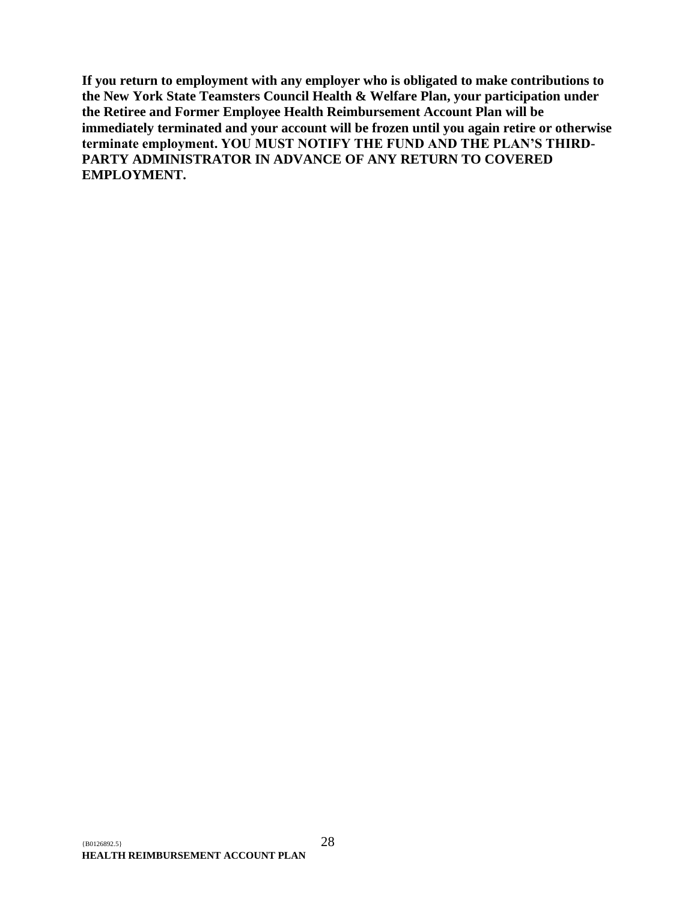**If you return to employment with any employer who is obligated to make contributions to the New York State Teamsters Council Health & Welfare Plan, your participation under the Retiree and Former Employee Health Reimbursement Account Plan will be immediately terminated and your account will be frozen until you again retire or otherwise terminate employment. YOU MUST NOTIFY THE FUND AND THE PLAN'S THIRD-PARTY ADMINISTRATOR IN ADVANCE OF ANY RETURN TO COVERED EMPLOYMENT.**